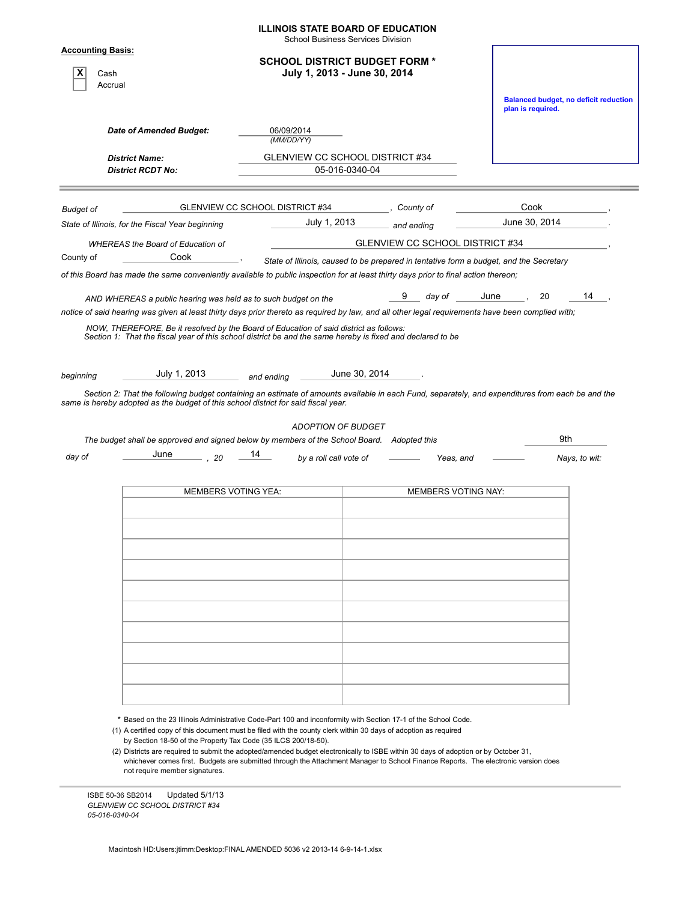# ILLINOIS STATE BOARD OF EDUCATION

School Business Services Division

**Accounting Basis:**

- [X] Cash
- [ ] Accrual

## SCHOOL DISTRICT BUDGET FORM *

**July 1, 2013 - June 30, 2014**

**Balanced budget, no deficit reduction plan is required.**

***Date of Amended Budget:*** 06/09/2014 *(MM/DD/YY)*

***District Name:*** GLENVIEW CC SCHOOL DISTRICT #34

***District RCDT No:*** 05-016-0340-04

---

*Budget of* GLENVIEW CC SCHOOL DISTRICT #34 , *County of* Cook ,

*State of Illinois, for the Fiscal Year beginning* July 1, 2013 *and ending* June 30, 2014 .

*WHEREAS the Board of Education of* GLENVIEW CC SCHOOL DISTRICT #34 ,

County of Cook , *State of Illinois, caused to be prepared in tentative form a budget, and the Secretary of this Board has made the same conveniently available to public inspection for at least thirty days prior to final action thereon;*

*AND WHEREAS a public hearing was held as to such budget on the* 9 *day of* June , 20 14 ,

*notice of said hearing was given at least thirty days prior thereto as required by law, and all other legal requirements have been complied with;*

*NOW, THEREFORE, Be it resolved by the Board of Education of said district as follows:*
*Section 1: That the fiscal year of this school district be and the same hereby is fixed and declared to be*

*beginning* July 1, 2013 *and ending* June 30, 2014 .

*Section 2: That the following budget containing an estimate of amounts available in each Fund, separately, and expenditures from each be and the same is hereby adopted as the budget of this school district for said fiscal year.*

*ADOPTION OF BUDGET*

*The budget shall be approved and signed below by members of the School Board. Adopted this* 9th

*day of* June , *20* 14 *by a roll call vote of* _______ *Yeas, and* _______ *Nays, to wit:*

| MEMBERS VOTING YEA: | MEMBERS VOTING NAY: |
|---|---|
| | |
| | |
| | |
| | |
| | |
| | |
| | |
| | |
| | |
| | |

\* Based on the 23 Illinois Administrative Code-Part 100 and inconformity with Section 17-1 of the School Code.

(1) A certified copy of this document must be filed with the county clerk within 30 days of adoption as required by Section 18-50 of the Property Tax Code (35 ILCS 200/18-50).

(2) Districts are required to submit the adopted/amended budget electronically to ISBE within 30 days of adoption or by October 31, whichever comes first. Budgets are submitted through the Attachment Manager to School Finance Reports. The electronic version does not require member signatures.

ISBE 50-36 SB2014 Updated 5/1/13
*GLENVIEW CC SCHOOL DISTRICT #34*
*05-016-0340-04*

Macintosh HD:Users:jtimm:Desktop:FINAL AMENDED 5036 v2 2013-14 6-9-14-1.xlsx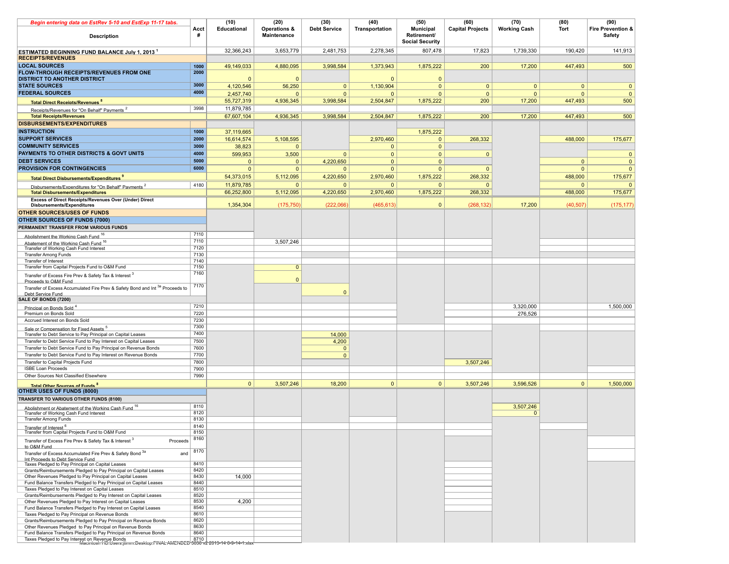| Begin entering data on EstRev 5-10 and EstExp 11-17 tabs. Description | Acct # | (10) Educational | (20) Operations & Maintenance | (30) Debt Service | (40) Transportation | (50) Municipal Retirement/ Social Security | (60) Capital Projects | (70) Working Cash | (80) Tort | (90) Fire Prevention & Safety |
|---|---|---|---|---|---|---|---|---|---|---|
| ESTIMATED BEGINNING FUND BALANCE July 1, 2013 [1] | | 32,366,243 | 3,653,779 | 2,481,753 | 2,278,345 | 807,478 | 17,823 | 1,739,330 | 190,420 | 141,913 |
| **RECEIPTS/REVENUES** | | | | | | | | | | |
| **LOCAL SOURCES** | 1000 | 49,149,033 | 4,880,095 | 3,998,584 | 1,373,943 | 1,875,222 | 200 | 17,200 | 447,493 | 500 |
| **FLOW-THROUGH RECEIPTS/REVENUES FROM ONE DISTRICT TO ANOTHER DISTRICT** | 2000 | 0 | 0 | | 0 | 0 | | | | |
| **STATE SOURCES** | 3000 | 4,120,546 | 56,250 | 0 | 1,130,904 | 0 | 0 | 0 | 0 | 0 |
| **FEDERAL SOURCES** | 4000 | 2,457,740 | 0 | 0 | 0 | 0 | 0 | 0 | 0 | 0 |
| **Total Direct Receipts/Revenues** [8] | | 55,727,319 | 4,936,345 | 3,998,584 | 2,504,847 | 1,875,222 | 200 | 17,200 | 447,493 | 500 |
| Receipts/Revenues for "On Behalf" Payments [2] | 3998 | 11,879,785 | | | | | | | | |
| **Total Receipts/Revenues** | | 67,607,104 | 4,936,345 | 3,998,584 | 2,504,847 | 1,875,222 | 200 | 17,200 | 447,493 | 500 |
| **DISBURSEMENTS/EXPENDITURES** | | | | | | | | | | |
| **INSTRUCTION** | 1000 | 37,119,665 | | | | 1,875,222 | | | | |
| **SUPPORT SERVICES** | 2000 | 16,614,574 | 5,108,595 | | 2,970,460 | 0 | 268,332 | | 488,000 | 175,677 |
| **COMMUNITY SERVICES** | 3000 | 38,823 | 0 | | 0 | 0 | | | | |
| **PAYMENTS TO OTHER DISTRICTS & GOVT UNITS** | 4000 | 599,953 | 3,500 | 0 | 0 | 0 | 0 | | | 0 |
| **DEBT SERVICES** | 5000 | 0 | 0 | 4,220,650 | 0 | 0 | | | 0 | 0 |
| **PROVISION FOR CONTINGENCIES** | 6000 | 0 | 0 | 0 | 0 | 0 | 0 | | 0 | 0 |
| **Total Direct Disbursements/Expenditures** [9] | | 54,373,015 | 5,112,095 | 4,220,650 | 2,970,460 | 1,875,222 | 268,332 | | 488,000 | 175,677 |
| Disbursements/Expenditures for "On Behalf" Payments [2] | 4180 | 11,879,785 | 0 | 0 | 0 | 0 | 0 | | 0 | 0 |
| **Total Disbursements/Expenditures** | | 66,252,800 | 5,112,095 | 4,220,650 | 2,970,460 | 1,875,222 | 268,332 | | 488,000 | 175,677 |
| **Excess of Direct Receipts/Revenues Over (Under) Direct Disbursements/Expenditures** | | 1,354,304 | (175,750) | (222,066) | (465,613) | 0 | (268,132) | 17,200 | (40,507) | (175,177) |
| **OTHER SOURCES/USES OF FUNDS** | | | | | | | | | | |
| **OTHER SOURCES OF FUNDS (7000)** | | | | | | | | | | |
| **PERMANENT TRANSFER FROM VARIOUS FUNDS** | | | | | | | | | | |
| Abolishment of the Working Cash Fund [16] | 7110 | | | | | | | | | |
| Abatement of the Working Cash Fund [16] | 7110 | | 3,507,246 | | | | | | | |
| Transfer of Working Cash Fund Interest | 7120 | | | | | | | | | |
| Transfer Among Funds | 7130 | | | | | | | | | |
| Transfer of Interest | 7140 | | | | | | | | | |
| Transfer from Capital Projects Fund to O&M Fund | 7150 | | 0 | | | | | | | |
| Transfer of Excess Fire Prev & Safety Tax & Interest [3] Proceeds to O&M Fund | 7160 | | 0 | | | | | | | |
| Transfer of Excess Accumulated Fire Prev & Safety Bond and Int [3a] Proceeds to Debt Service Fund | 7170 | | | 0 | | | | | | |
| **SALE OF BONDS (7200)** | | | | | | | | | | |
| Principal on Bonds Sold [4] | 7210 | | | | | | | 3,320,000 | | 1,500,000 |
| Premium on Bonds Sold | 7220 | | | | | | | 276,526 | | |
| Accrued Interest on Bonds Sold | 7230 | | | | | | | | | |
| Sale or Compensation for Fixed Assets [5] | 7300 | | | | | | | | | |
| Transfer to Debt Service to Pay Principal on Capital Leases | 7400 | | | 14,000 | | | | | | |
| Transfer to Debt Service Fund to Pay Interest on Capital Leases | 7500 | | | 4,200 | | | | | | |
| Transfer to Debt Service Fund to Pay Principal on Revenue Bonds | 7600 | | | 0 | | | | | | |
| Transfer to Debt Service Fund to Pay Interest on Revenue Bonds | 7700 | | | 0 | | | | | | |
| Transfer to Capital Projects Fund | 7800 | | | | | | 3,507,246 | | | |
| ISBE Loan Proceeds | 7900 | | | | | | | | | |
| Other Sources Not Classified Elsewhere | 7990 | | | | | | | | | |
| **Total Other Sources of Funds** [8] | | 0 | 3,507,246 | 18,200 | 0 | 0 | 3,507,246 | 3,596,526 | 0 | 1,500,000 |
| **OTHER USES OF FUNDS (8000)** | | | | | | | | | | |
| **TRANSFER TO VARIOUS OTHER FUNDS (8100)** | | | | | | | | | | |
| Abolishment or Abatement of the Working Cash Fund [16] | 8110 | | | | | | | 3,507,246 | | |
| Transfer of Working Cash Fund Interest | 8120 | | | | | | | 0 | | |
| Transfer Among Funds | 8130 | | | | | | | | | |
| Transfer of Interest [6] | 8140 | | | | | | | | | |
| Transfer from Capital Projects Fund to O&M Fund | 8150 | | | | | | | | | |
| Transfer of Excess Fire Prev & Safety Tax & Interest [3] Proceeds to O&M Fund | 8160 | | | | | | | | | |
| Transfer of Excess Accumulated Fire Prev & Safety Bond [3a] and Int Proceeds to Debt Service Fund | 8170 | | | | | | | | | |
| Taxes Pledged to Pay Principal on Capital Leases | 8410 | | | | | | | | | |
| Grants/Reimbursements Pledged to Pay Principal on Capital Leases | 8420 | | | | | | | | | |
| Other Revenues Pledged to Pay Principal on Capital Leases | 8430 | 14,000 | | | | | | | | |
| Fund Balance Transfers Pledged to Pay Principal on Capital Leases | 8440 | | | | | | | | | |
| Taxes Pledged to Pay Interest on Capital Leases | 8510 | | | | | | | | | |
| Grants/Reimbursements Pledged to Pay Interest on Capital Leases | 8520 | | | | | | | | | |
| Other Revenues Pledged to Pay Interest on Capital Leases | 8530 | 4,200 | | | | | | | | |
| Fund Balance Transfers Pledged to Pay Interest on Capital Leases | 8540 | | | | | | | | | |
| Taxes Pledged to Pay Principal on Revenue Bonds | 8610 | | | | | | | | | |
| Grants/Reimbursements Pledged to Pay Principal on Revenue Bonds | 8620 | | | | | | | | | |
| Other Revenues Pledged to Pay Principal on Revenue Bonds | 8630 | | | | | | | | | |
| Fund Balance Transfers Pledged to Pay Principal on Revenue Bonds | 8640 | | | | | | | | | |
| Taxes Pledged to Pay Interest on Revenue Bonds | 8710 | | | | | | | | | |

Macintosh HD:Users:jimm:Desktop:FINAL AMENDED 50-36 v2 2013-14 8-9-14-1.xlsx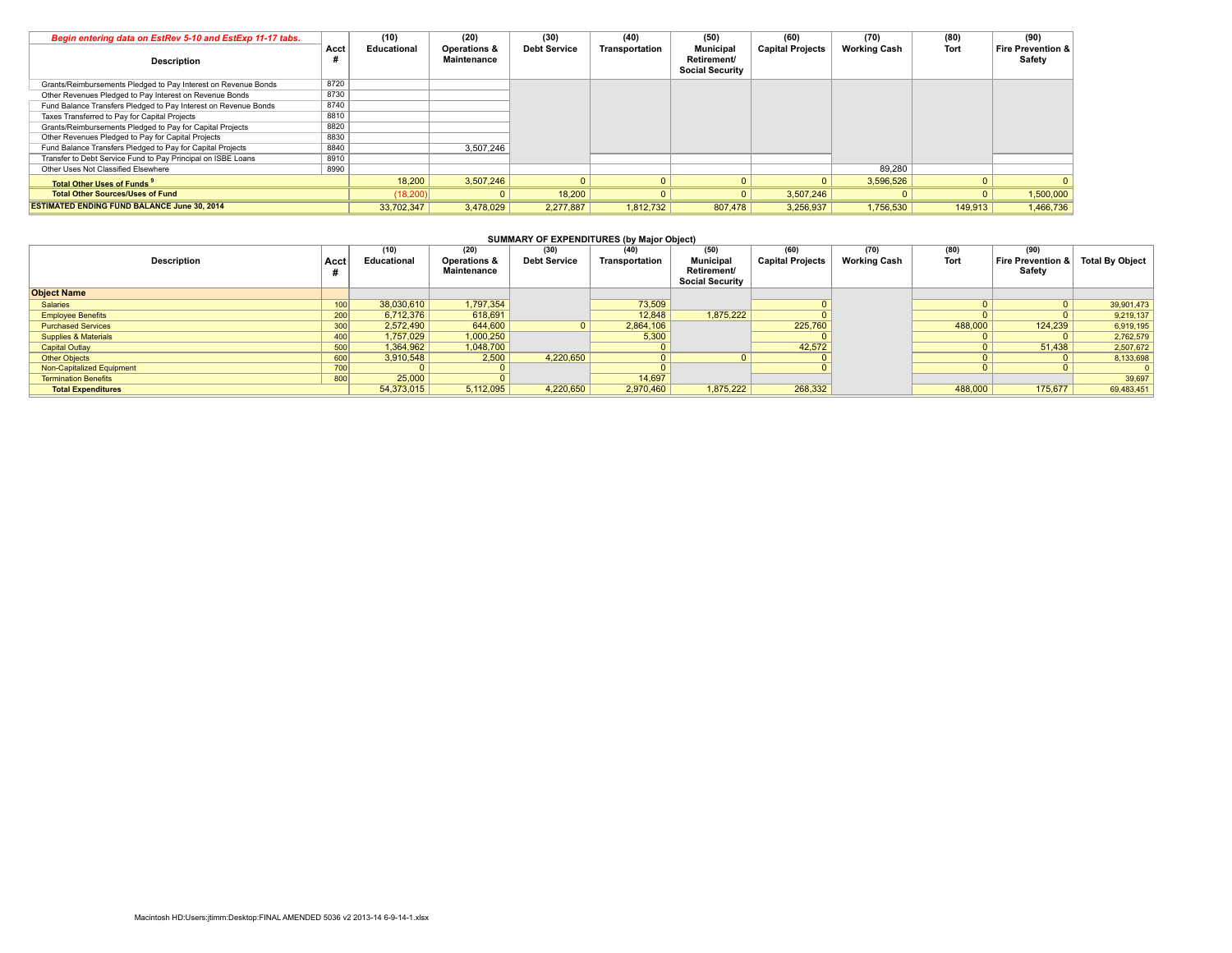| *Begin entering data on EstRev 5-10 and EstExp 11-17 tabs.* Description | Acct # | (10) Educational | (20) Operations & Maintenance | (30) Debt Service | (40) Transportation | (50) Municipal Retirement/ Social Security | (60) Capital Projects | (70) Working Cash | (80) Tort | (90) Fire Prevention & Safety |
|---|---|---|---|---|---|---|---|---|---|---|
| Grants/Reimbursements Pledged to Pay Interest on Revenue Bonds | 8720 | | | | | | | | | |
| Other Revenues Pledged to Pay Interest on Revenue Bonds | 8730 | | | | | | | | | |
| Fund Balance Transfers Pledged to Pay Interest on Revenue Bonds | 8740 | | | | | | | | | |
| Taxes Transferred to Pay for Capital Projects | 8810 | | | | | | | | | |
| Grants/Reimbursements Pledged to Pay for Capital Projects | 8820 | | | | | | | | | |
| Other Revenues Pledged to Pay for Capital Projects | 8830 | | | | | | | | | |
| Fund Balance Transfers Pledged to Pay for Capital Projects | 8840 | | 3,507,246 | | | | | | | |
| Transfer to Debt Service Fund to Pay Principal on ISBE Loans | 8910 | | | | | | | | | |
| Other Uses Not Classified Elsewhere | 8990 | | | | | | | 89,280 | | |
| **Total Other Uses of Funds** [9] | | 18,200 | 3,507,246 | 0 | 0 | 0 | 0 | 3,596,526 | 0 | 0 |
| **Total Other Sources/Uses of Fund** | | (18,200) | 0 | 18,200 | 0 | 0 | 3,507,246 | 0 | 0 | 1,500,000 |
| **ESTIMATED ENDING FUND BALANCE June 30, 2014** | | 33,702,347 | 3,478,029 | 2,277,887 | 1,812,732 | 807,478 | 3,256,937 | 1,756,530 | 149,913 | 1,466,736 |

**SUMMARY OF EXPENDITURES (by Major Object)**

| Description | Acct # | (10) Educational | (20) Operations & Maintenance | (30) Debt Service | (40) Transportation | (50) Municipal Retirement/ Social Security | (60) Capital Projects | (70) Working Cash | (80) Tort | (90) Fire Prevention & Safety | Total By Object |
|---|---|---|---|---|---|---|---|---|---|---|---|
| **Object Name** | | | | | | | | | | | |
| Salaries | 100 | 38,030,610 | 1,797,354 | | 73,509 | | 0 | | 0 | 0 | 39,901,473 |
| Employee Benefits | 200 | 6,712,376 | 618,691 | | 12,848 | 1,875,222 | 0 | | 0 | 0 | 9,219,137 |
| Purchased Services | 300 | 2,572,490 | 644,600 | 0 | 2,864,106 | | 225,760 | | 488,000 | 124,239 | 6,919,195 |
| Supplies & Materials | 400 | 1,757,029 | 1,000,250 | | 5,300 | | 0 | | 0 | 0 | 2,762,579 |
| Capital Outlay | 500 | 1,364,962 | 1,048,700 | | 0 | | 42,572 | | 0 | 51,438 | 2,507,672 |
| Other Objects | 600 | 3,910,548 | 2,500 | 4,220,650 | 0 | 0 | 0 | | 0 | 0 | 8,133,698 |
| Non-Capitalized Equipment | 700 | 0 | 0 | | 0 | | 0 | | 0 | 0 | 0 |
| Termination Benefits | 800 | 25,000 | 0 | | 14,697 | | | | | | 39,697 |
| **Total Expenditures** | | 54,373,015 | 5,112,095 | 4,220,650 | 2,970,460 | 1,875,222 | 268,332 | | 488,000 | 175,677 | 69,483,451 |

Macintosh HD:Users:jtimm:Desktop:FINAL AMENDED 5036 v2 2013-14 6-9-14-1.xlsx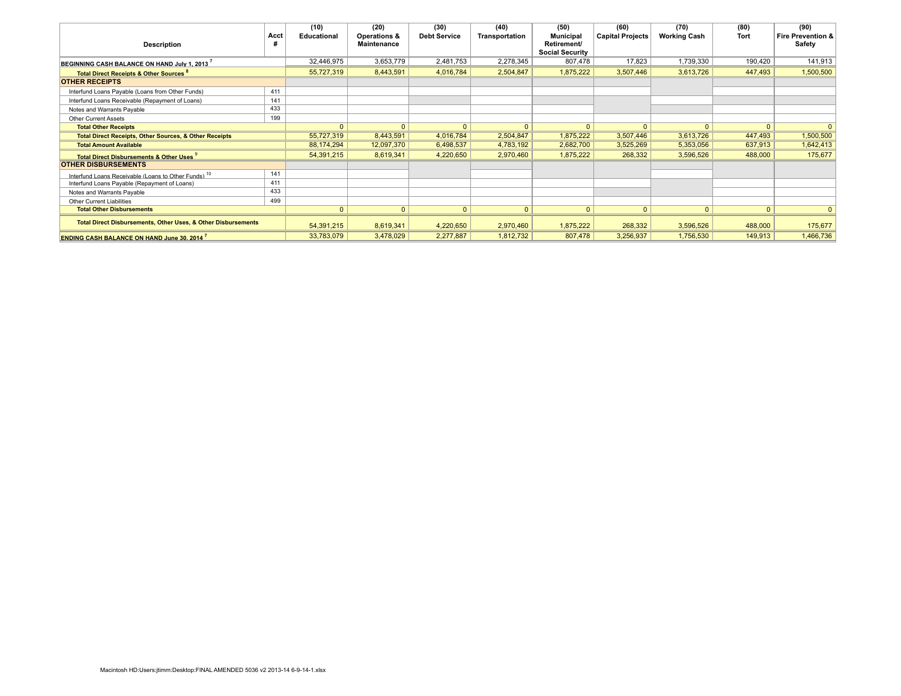| Description | Acct # | (10) Educational | (20) Operations & Maintenance | (30) Debt Service | (40) Transportation | (50) Municipal Retirement/ Social Security | (60) Capital Projects | (70) Working Cash | (80) Tort | (90) Fire Prevention & Safety |
|---|---|---|---|---|---|---|---|---|---|---|
| **BEGINNING CASH BALANCE ON HAND July 1, 2013** [7] | | 32,446,975 | 3,653,779 | 2,481,753 | 2,278,345 | 807,478 | 17,823 | 1,739,330 | 190,420 | 141,913 |
| **Total Direct Receipts & Other Sources** [8] | | 55,727,319 | 8,443,591 | 4,016,784 | 2,504,847 | 1,875,222 | 3,507,446 | 3,613,726 | 447,493 | 1,500,500 |
| **OTHER RECEIPTS** | | | | | | | | | | |
| Interfund Loans Payable (Loans from Other Funds) | 411 | | | | | | | | | |
| Interfund Loans Receivable (Repayment of Loans) | 141 | | | | | | | | | |
| Notes and Warrants Payable | 433 | | | | | | | | | |
| Other Current Assets | 199 | | | | | | | | | |
| **Total Other Receipts** | | 0 | 0 | 0 | 0 | 0 | 0 | 0 | 0 | 0 |
| **Total Direct Receipts, Other Sources, & Other Receipts** | | 55,727,319 | 8,443,591 | 4,016,784 | 2,504,847 | 1,875,222 | 3,507,446 | 3,613,726 | 447,493 | 1,500,500 |
| **Total Amount Available** | | 88,174,294 | 12,097,370 | 6,498,537 | 4,783,192 | 2,682,700 | 3,525,269 | 5,353,056 | 637,913 | 1,642,413 |
| **Total Direct Disbursements & Other Uses** [9] | | 54,391,215 | 8,619,341 | 4,220,650 | 2,970,460 | 1,875,222 | 268,332 | 3,596,526 | 488,000 | 175,677 |
| **OTHER DISBURSEMENTS** | | | | | | | | | | |
| Interfund Loans Receivable (Loans to Other Funds) [10] | 141 | | | | | | | | | |
| Interfund Loans Payable (Repayment of Loans) | 411 | | | | | | | | | |
| Notes and Warrants Payable | 433 | | | | | | | | | |
| Other Current Liabilities | 499 | | | | | | | | | |
| **Total Other Disbursements** | | 0 | 0 | 0 | 0 | 0 | 0 | 0 | 0 | 0 |
| **Total Direct Disbursements, Other Uses, & Other Disbursements** | | 54,391,215 | 8,619,341 | 4,220,650 | 2,970,460 | 1,875,222 | 268,332 | 3,596,526 | 488,000 | 175,677 |
| **ENDING CASH BALANCE ON HAND June 30, 2014** [7] | | 33,783,079 | 3,478,029 | 2,277,887 | 1,812,732 | 807,478 | 3,256,937 | 1,756,530 | 149,913 | 1,466,736 |

Macintosh HD:Users:jtimm:Desktop:FINAL AMENDED 5036 v2 2013-14 6-9-14-1.xlsx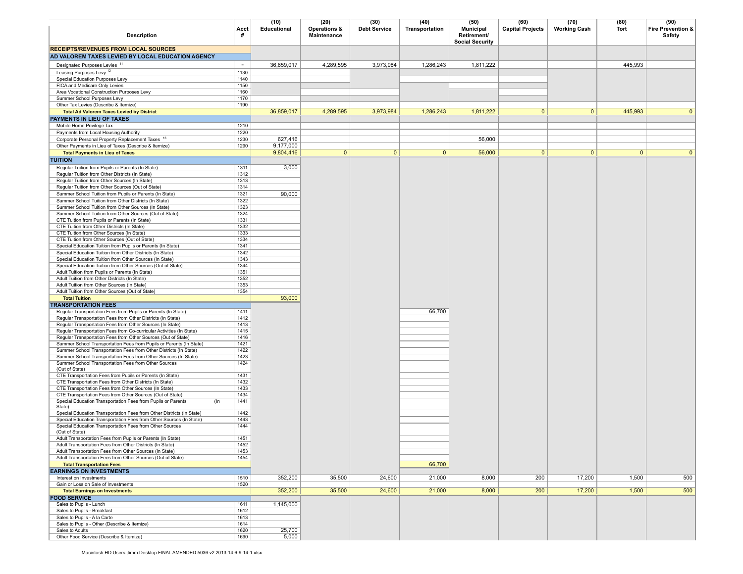| Description | Acct # | (10) Educational | (20) Operations & Maintenance | (30) Debt Service | (40) Transportation | (50) Municipal Retirement/ Social Security | (60) Capital Projects | (70) Working Cash | (80) Tort | (90) Fire Prevention & Safety |
|---|---|---|---|---|---|---|---|---|---|---|
| **RECEIPTS/REVENUES FROM LOCAL SOURCES** | | | | | | | | | | |
| **AD VALOREM TAXES LEVIED BY LOCAL EDUCATION AGENCY** | | | | | | | | | | |
| Designated Purposes Levies [11] | - | 36,859,017 | 4,289,595 | 3,973,984 | 1,286,243 | 1,811,222 | | | 445,993 | |
| Leasing Purposes Levy [12] | 1130 | | | | | | | | | |
| Special Education Purposes Levy | 1140 | | | | | | | | | |
| FICA and Medicare Only Levies | 1150 | | | | | | | | | |
| Area Vocational Construction Purposes Levy | 1160 | | | | | | | | | |
| Summer School Purposes Levy | 1170 | | | | | | | | | |
| Other Tax Levies (Describe & Itemize) | 1190 | | | | | | | | | |
| **Total Ad Valorem Taxes Levied by District** | | 36,859,017 | 4,289,595 | 3,973,984 | 1,286,243 | 1,811,222 | 0 | 0 | 445,993 | 0 |
| **PAYMENTS IN LIEU OF TAXES** | | | | | | | | | | |
| Mobile Home Privilege Tax | 1210 | | | | | | | | | |
| Payments from Local Housing Authority | 1220 | | | | | | | | | |
| Corporate Personal Property Replacement Taxes [13] | 1230 | 627,416 | | | | 56,000 | | | | |
| Other Payments in Lieu of Taxes (Describe & Itemize) | 1290 | 9,177,000 | | | | | | | | |
| **Total Payments in Lieu of Taxes** | | 9,804,416 | 0 | 0 | 0 | 56,000 | 0 | 0 | 0 | 0 |
| **TUITION** | | | | | | | | | | |
| Regular Tuition from Pupils or Parents (In State) | 1311 | 3,000 | | | | | | | | |
| Regular Tuition from Other Districts (In State) | 1312 | | | | | | | | | |
| Regular Tuition from Other Sources (In State) | 1313 | | | | | | | | | |
| Regular Tuition from Other Sources (Out of State) | 1314 | | | | | | | | | |
| Summer School Tuition from Pupils or Parents (In State) | 1321 | 90,000 | | | | | | | | |
| Summer School Tuition from Other Districts (In State) | 1322 | | | | | | | | | |
| Summer School Tuition from Other Sources (In State) | 1323 | | | | | | | | | |
| Summer School Tuition from Other Sources (Out of State) | 1324 | | | | | | | | | |
| CTE Tuition from Pupils or Parents (In State) | 1331 | | | | | | | | | |
| CTE Tuition from Other Districts (In State) | 1332 | | | | | | | | | |
| CTE Tuition from Other Sources (In State) | 1333 | | | | | | | | | |
| CTE Tuition from Other Sources (Out of State) | 1334 | | | | | | | | | |
| Special Education Tuition from Pupils or Parents (In State) | 1341 | | | | | | | | | |
| Special Education Tuition from Other Districts (In State) | 1342 | | | | | | | | | |
| Special Education Tuition from Other Sources (In State) | 1343 | | | | | | | | | |
| Special Education Tuition from Other Sources (Out of State) | 1344 | | | | | | | | | |
| Adult Tuition from Pupils or Parents (In State) | 1351 | | | | | | | | | |
| Adult Tuition from Other Districts (In State) | 1352 | | | | | | | | | |
| Adult Tuition from Other Sources (In State) | 1353 | | | | | | | | | |
| Adult Tuition from Other Sources (Out of State) | 1354 | | | | | | | | | |
| **Total Tuition** | | 93,000 | | | | | | | | |
| **TRANSPORTATION FEES** | | | | | | | | | | |
| Regular Transportation Fees from Pupils or Parents (In State) | 1411 | | | | 66,700 | | | | | |
| Regular Transportation Fees from Other Districts (In State) | 1412 | | | | | | | | | |
| Regular Transportation Fees from Other Sources (In State) | 1413 | | | | | | | | | |
| Regular Transportation Fees from Co-curricular Activities (In State) | 1415 | | | | | | | | | |
| Regular Transportation Fees from Other Sources (Out of State) | 1416 | | | | | | | | | |
| Summer School Transportation Fees from Pupils or Parents (In State) | 1421 | | | | | | | | | |
| Summer School Transportation Fees from Other Districts (In State) | 1422 | | | | | | | | | |
| Summer School Transportation Fees from Other Sources (In State) | 1423 | | | | | | | | | |
| Summer School Transportation Fees from Other Sources (Out of State) | 1424 | | | | | | | | | |
| CTE Transportation Fees from Pupils or Parents (In State) | 1431 | | | | | | | | | |
| CTE Transportation Fees from Other Districts (In State) | 1432 | | | | | | | | | |
| CTE Transportation Fees from Other Sources (In State) | 1433 | | | | | | | | | |
| CTE Transportation Fees from Other Sources (Out of State) | 1434 | | | | | | | | | |
| Special Education Transportation Fees from Pupils or Parents (In State) | 1441 | | | | | | | | | |
| Special Education Transportation Fees from Other Districts (In State) | 1442 | | | | | | | | | |
| Special Education Transportation Fees from Other Sources (In State) | 1443 | | | | | | | | | |
| Special Education Transportation Fees from Other Sources (Out of State) | 1444 | | | | | | | | | |
| Adult Transportation Fees from Pupils or Parents (In State) | 1451 | | | | | | | | | |
| Adult Transportation Fees from Other Districts (In State) | 1452 | | | | | | | | | |
| Adult Transportation Fees from Other Sources (In State) | 1453 | | | | | | | | | |
| Adult Transportation Fees from Other Sources (Out of State) | 1454 | | | | | | | | | |
| **Total Transportation Fees** | | | | | 66,700 | | | | | |
| **EARNINGS ON INVESTMENTS** | | | | | | | | | | |
| Interest on Investments | 1510 | 352,200 | 35,500 | 24,600 | 21,000 | 8,000 | 200 | 17,200 | 1,500 | 500 |
| Gain or Loss on Sale of Investments | 1520 | | | | | | | | | |
| **Total Earnings on Investments** | | 352,200 | 35,500 | 24,600 | 21,000 | 8,000 | 200 | 17,200 | 1,500 | 500 |
| **FOOD SERVICE** | | | | | | | | | | |
| Sales to Pupils - Lunch | 1611 | 1,145,000 | | | | | | | | |
| Sales to Pupils - Breakfast | 1612 | | | | | | | | | |
| Sales to Pupils - A la Carte | 1613 | | | | | | | | | |
| Sales to Pupils - Other (Describe & Itemize) | 1614 | | | | | | | | | |
| Sales to Adults | 1620 | 25,700 | | | | | | | | |
| Other Food Service (Describe & Itemize) | 1690 | 5,000 | | | | | | | | |

Macintosh HD:Users:jtimm:Desktop:FINAL AMENDED 5036 v2 2013-14 6-9-14-1.xlsx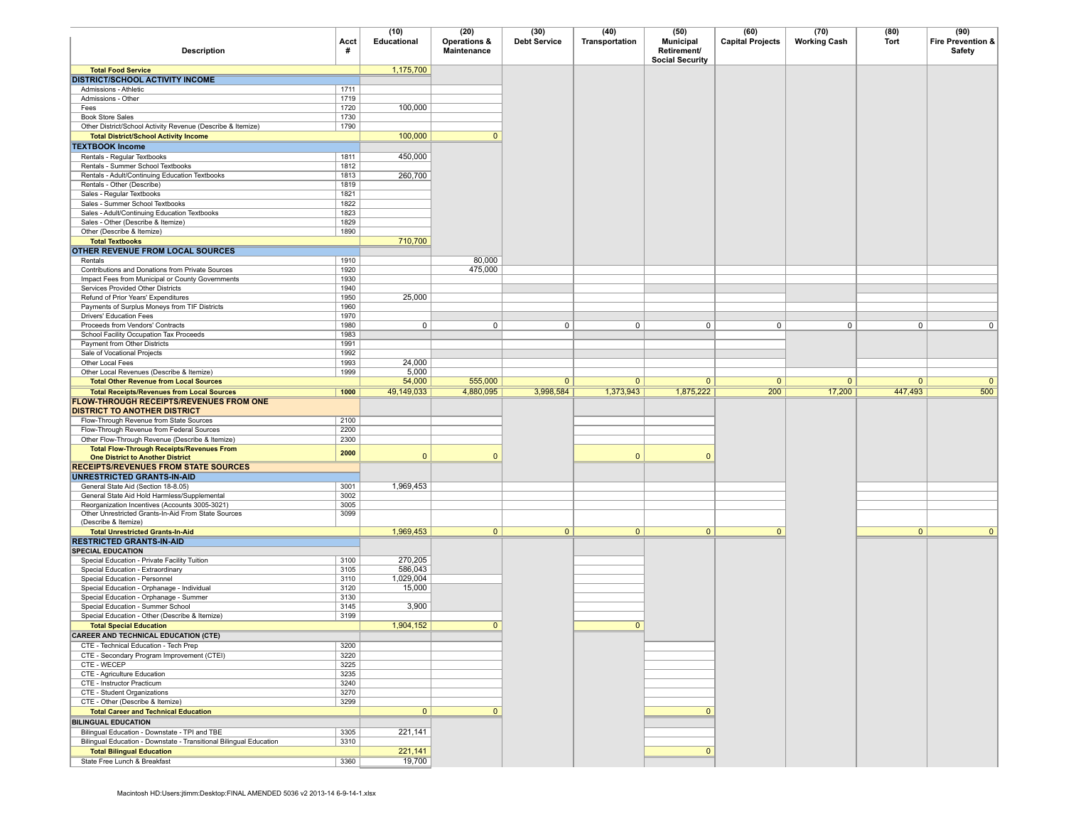| Description | Acct # | (10) Educational | (20) Operations & Maintenance | (30) Debt Service | (40) Transportation | (50) Municipal Retirement/ Social Security | (60) Capital Projects | (70) Working Cash | (80) Tort | (90) Fire Prevention & Safety |
|---|---|---|---|---|---|---|---|---|---|---|
| **Total Food Service** | | 1,175,700 | | | | | | | | |
| **DISTRICT/SCHOOL ACTIVITY INCOME** | | | | | | | | | | |
| Admissions - Athletic | 1711 | | | | | | | | | |
| Admissions - Other | 1719 | | | | | | | | | |
| Fees | 1720 | 100,000 | | | | | | | | |
| Book Store Sales | 1730 | | | | | | | | | |
| Other District/School Activity Revenue (Describe & Itemize) | 1790 | | | | | | | | | |
| **Total District/School Activity Income** | | 100,000 | 0 | | | | | | | |
| **TEXTBOOK Income** | | | | | | | | | | |
| Rentals - Regular Textbooks | 1811 | 450,000 | | | | | | | | |
| Rentals - Summer School Textbooks | 1812 | | | | | | | | | |
| Rentals - Adult/Continuing Education Textbooks | 1813 | 260,700 | | | | | | | | |
| Rentals - Other (Describe) | 1819 | | | | | | | | | |
| Sales - Regular Textbooks | 1821 | | | | | | | | | |
| Sales - Summer School Textbooks | 1822 | | | | | | | | | |
| Sales - Adult/Continuing Education Textbooks | 1823 | | | | | | | | | |
| Sales - Other (Describe & Itemize) | 1829 | | | | | | | | | |
| Other (Describe & Itemize) | 1890 | | | | | | | | | |
| **Total Textbooks** | | 710,700 | | | | | | | | |
| **OTHER REVENUE FROM LOCAL SOURCES** | | | | | | | | | | |
| Rentals | 1910 | | 80,000 | | | | | | | |
| Contributions and Donations from Private Sources | 1920 | | 475,000 | | | | | | | |
| Impact Fees from Municipal or County Governments | 1930 | | | | | | | | | |
| Services Provided Other Districts | 1940 | | | | | | | | | |
| Refund of Prior Years' Expenditures | 1950 | 25,000 | | | | | | | | |
| Payments of Surplus Moneys from TIF Districts | 1960 | | | | | | | | | |
| Drivers' Education Fees | 1970 | | | | | | | | | |
| Proceeds from Vendors' Contracts | 1980 | 0 | 0 | 0 | 0 | 0 | 0 | 0 | 0 | 0 |
| School Facility Occupation Tax Proceeds | 1983 | | | | | | | | | |
| Payment from Other Districts | 1991 | | | | | | | | | |
| Sale of Vocational Projects | 1992 | | | | | | | | | |
| Other Local Fees | 1993 | 24,000 | | | | | | | | |
| Other Local Revenues (Describe & Itemize) | 1999 | 5,000 | | | | | | | | |
| **Total Other Revenue from Local Sources** | | 54,000 | 555,000 | 0 | 0 | 0 | 0 | 0 | 0 | 0 |
| **Total Receipts/Revenues from Local Sources** | **1000** | 49,149,033 | 4,880,095 | 3,998,584 | 1,373,943 | 1,875,222 | 200 | 17,200 | 447,493 | 500 |
| **FLOW-THROUGH RECEIPTS/REVENUES FROM ONE DISTRICT TO ANOTHER DISTRICT** | | | | | | | | | | |
| Flow-Through Revenue from State Sources | 2100 | | | | | | | | | |
| Flow-Through Revenue from Federal Sources | 2200 | | | | | | | | | |
| Other Flow-Through Revenue (Describe & Itemize) | 2300 | | | | | | | | | |
| **Total Flow-Through Receipts/Revenues From One District to Another District** | **2000** | 0 | 0 | | 0 | 0 | | | | |
| **RECEIPTS/REVENUES FROM STATE SOURCES** | | | | | | | | | | |
| **UNRESTRICTED GRANTS-IN-AID** | | | | | | | | | | |
| General State Aid (Section 18-8.05) | 3001 | 1,969,453 | | | | | | | | |
| General State Aid Hold Harmless/Supplemental | 3002 | | | | | | | | | |
| Reorganization Incentives (Accounts 3005-3021) | 3005 | | | | | | | | | |
| Other Unrestricted Grants-In-Aid From State Sources (Describe & Itemize) | 3099 | | | | | | | | | |
| **Total Unrestricted Grants-In-Aid** | | 1,969,453 | 0 | 0 | 0 | 0 | 0 | | 0 | 0 |
| **RESTRICTED GRANTS-IN-AID** | | | | | | | | | | |
| **SPECIAL EDUCATION** | | | | | | | | | | |
| Special Education - Private Facility Tuition | 3100 | 270,205 | | | | | | | | |
| Special Education - Extraordinary | 3105 | 586,043 | | | | | | | | |
| Special Education - Personnel | 3110 | 1,029,004 | | | | | | | | |
| Special Education - Orphanage - Individual | 3120 | 15,000 | | | | | | | | |
| Special Education - Orphanage - Summer | 3130 | | | | | | | | | |
| Special Education - Summer School | 3145 | 3,900 | | | | | | | | |
| Special Education - Other (Describe & Itemize) | 3199 | | | | | | | | | |
| **Total Special Education** | | 1,904,152 | 0 | | 0 | | | | | |
| **CAREER AND TECHNICAL EDUCATION (CTE)** | | | | | | | | | | |
| CTE - Technical Education - Tech Prep | 3200 | | | | | | | | | |
| CTE - Secondary Program Improvement (CTEI) | 3220 | | | | | | | | | |
| CTE - WECEP | 3225 | | | | | | | | | |
| CTE - Agriculture Education | 3235 | | | | | | | | | |
| CTE - Instructor Practicum | 3240 | | | | | | | | | |
| CTE - Student Organizations | 3270 | | | | | | | | | |
| CTE - Other (Describe & Itemize) | 3299 | | | | | | | | | |
| **Total Career and Technical Education** | | 0 | 0 | | | 0 | | | | |
| **BILINGUAL EDUCATION** | | | | | | | | | | |
| Bilingual Education - Downstate - TPI and TBE | 3305 | 221,141 | | | | | | | | |
| Bilingual Education - Downstate - Transitional Bilingual Education | 3310 | | | | | | | | | |
| **Total Bilingual Education** | | 221,141 | | | | 0 | | | | |
| State Free Lunch & Breakfast | 3360 | 19,700 | | | | | | | | |

Macintosh HD:Users:jtimm:Desktop:FINAL AMENDED 5036 v2 2013-14 6-9-14-1.xlsx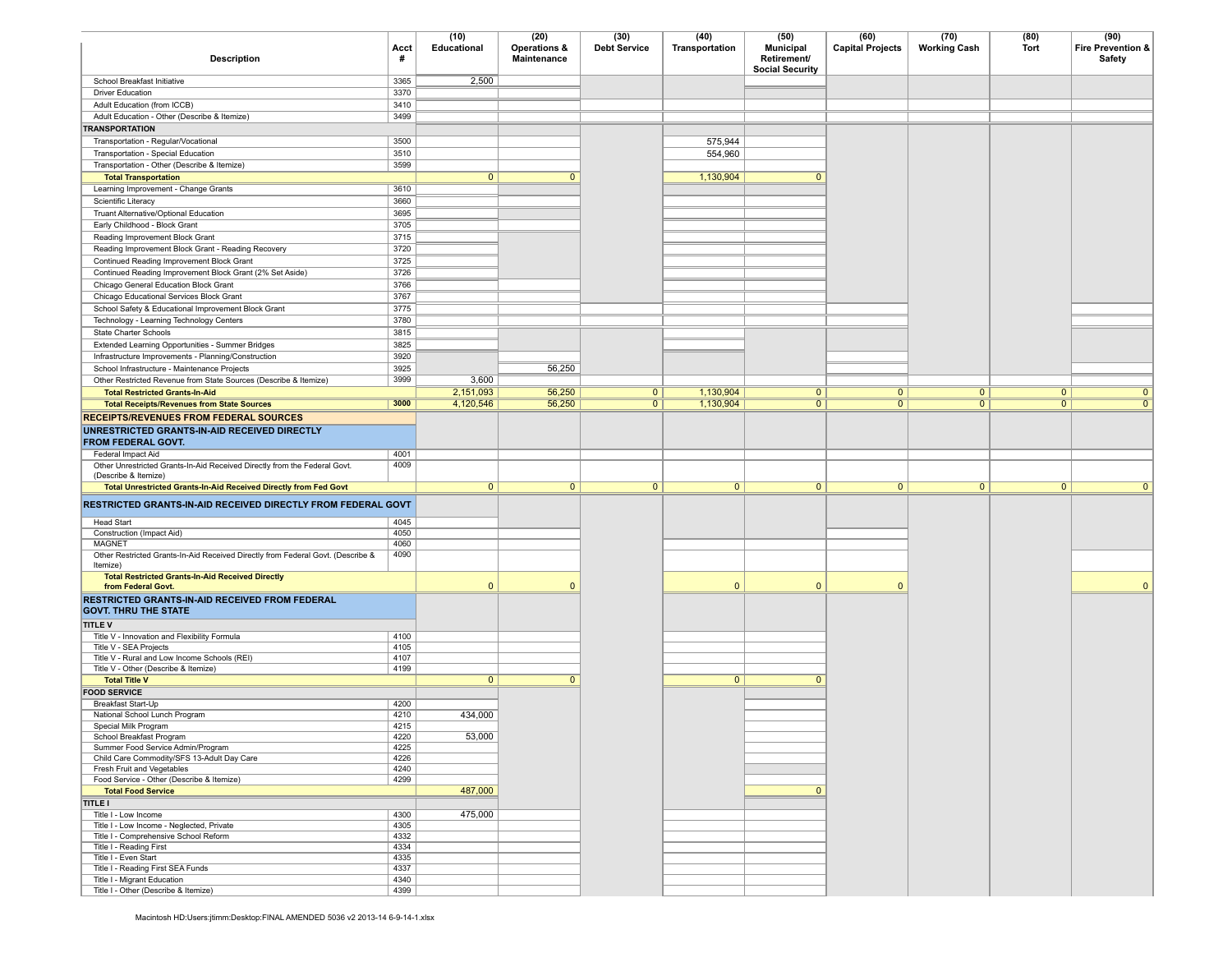| Description | Acct # | (10) Educational | (20) Operations & Maintenance | (30) Debt Service | (40) Transportation | (50) Municipal Retirement/ Social Security | (60) Capital Projects | (70) Working Cash | (80) Tort | (90) Fire Prevention & Safety |
|---|---|---|---|---|---|---|---|---|---|---|
| School Breakfast Initiative | 3365 | 2,500 | | | | | | | | |
| Driver Education | 3370 | | | | | | | | | |
| Adult Education (from ICCB) | 3410 | | | | | | | | | |
| Adult Education - Other (Describe & Itemize) | 3499 | | | | | | | | | |
| **TRANSPORTATION** | | | | | | | | | | |
| Transportation - Regular/Vocational | 3500 | | | | 575,944 | | | | | |
| Transportation - Special Education | 3510 | | | | 554,960 | | | | | |
| Transportation - Other (Describe & Itemize) | 3599 | | | | | | | | | |
| **Total Transportation** | | 0 | 0 | | 1,130,904 | 0 | | | | |
| Learning Improvement - Change Grants | 3610 | | | | | | | | | |
| Scientific Literacy | 3660 | | | | | | | | | |
| Truant Alternative/Optional Education | 3695 | | | | | | | | | |
| Early Childhood - Block Grant | 3705 | | | | | | | | | |
| Reading Improvement Block Grant | 3715 | | | | | | | | | |
| Reading Improvement Block Grant - Reading Recovery | 3720 | | | | | | | | | |
| Continued Reading Improvement Block Grant | 3725 | | | | | | | | | |
| Continued Reading Improvement Block Grant (2% Set Aside) | 3726 | | | | | | | | | |
| Chicago General Education Block Grant | 3766 | | | | | | | | | |
| Chicago Educational Services Block Grant | 3767 | | | | | | | | | |
| School Safety & Educational Improvement Block Grant | 3775 | | | | | | | | | |
| Technology - Learning Technology Centers | 3780 | | | | | | | | | |
| State Charter Schools | 3815 | | | | | | | | | |
| Extended Learning Opportunities - Summer Bridges | 3825 | | | | | | | | | |
| Infrastructure Improvements - Planning/Construction | 3920 | | | | | | | | | |
| School Infrastructure - Maintenance Projects | 3925 | | 56,250 | | | | | | | |
| Other Restricted Revenue from State Sources (Describe & Itemize) | 3999 | 3,600 | | | | | | | | |
| **Total Restricted Grants-In-Aid** | | 2,151,093 | 56,250 | 0 | 1,130,904 | 0 | 0 | 0 | 0 | 0 |
| **Total Receipts/Revenues from State Sources** | **3000** | 4,120,546 | 56,250 | 0 | 1,130,904 | 0 | 0 | 0 | 0 | 0 |
| **RECEIPTS/REVENUES FROM FEDERAL SOURCES** | | | | | | | | | | |
| **UNRESTRICTED GRANTS-IN-AID RECEIVED DIRECTLY FROM FEDERAL GOVT.** | | | | | | | | | | |
| Federal Impact Aid | 4001 | | | | | | | | | |
| Other Unrestricted Grants-In-Aid Received Directly from the Federal Govt. (Describe & Itemize) | 4009 | | | | | | | | | |
| **Total Unrestricted Grants-In-Aid Received Directly from Fed Govt** | | 0 | 0 | 0 | 0 | 0 | 0 | 0 | 0 | 0 |
| **RESTRICTED GRANTS-IN-AID RECEIVED DIRECTLY FROM FEDERAL GOVT** | | | | | | | | | | |
| Head Start | 4045 | | | | | | | | | |
| Construction (Impact Aid) | 4050 | | | | | | | | | |
| MAGNET | 4060 | | | | | | | | | |
| Other Restricted Grants-In-Aid Received Directly from Federal Govt. (Describe & Itemize) | 4090 | | | | | | | | | |
| **Total Restricted Grants-In-Aid Received Directly from Federal Govt.** | | 0 | 0 | | 0 | 0 | 0 | | | 0 |
| **RESTRICTED GRANTS-IN-AID RECEIVED FROM FEDERAL GOVT. THRU THE STATE** | | | | | | | | | | |
| **TITLE V** | | | | | | | | | | |
| Title V - Innovation and Flexibility Formula | 4100 | | | | | | | | | |
| Title V - SEA Projects | 4105 | | | | | | | | | |
| Title V - Rural and Low Income Schools (REI) | 4107 | | | | | | | | | |
| Title V - Other (Describe & Itemize) | 4199 | | | | | | | | | |
| **Total Title V** | | 0 | 0 | | 0 | 0 | | | | |
| **FOOD SERVICE** | | | | | | | | | | |
| Breakfast Start-Up | 4200 | | | | | | | | | |
| National School Lunch Program | 4210 | 434,000 | | | | | | | | |
| Special Milk Program | 4215 | | | | | | | | | |
| School Breakfast Program | 4220 | 53,000 | | | | | | | | |
| Summer Food Service Admin/Program | 4225 | | | | | | | | | |
| Child Care Commodity/SFS 13-Adult Day Care | 4226 | | | | | | | | | |
| Fresh Fruit and Vegetables | 4240 | | | | | | | | | |
| Food Service - Other (Describe & Itemize) | 4299 | | | | | | | | | |
| **Total Food Service** | | 487,000 | | | | 0 | | | | |
| **TITLE I** | | | | | | | | | | |
| Title I - Low Income | 4300 | 475,000 | | | | | | | | |
| Title I - Low Income - Neglected, Private | 4305 | | | | | | | | | |
| Title I - Comprehensive School Reform | 4332 | | | | | | | | | |
| Title I - Reading First | 4334 | | | | | | | | | |
| Title I - Even Start | 4335 | | | | | | | | | |
| Title I - Reading First SEA Funds | 4337 | | | | | | | | | |
| Title I - Migrant Education | 4340 | | | | | | | | | |
| Title I - Other (Describe & Itemize) | 4399 | | | | | | | | | |

Macintosh HD:Users:jtimm:Desktop:FINAL AMENDED 5036 v2 2013-14 6-9-14-1.xlsx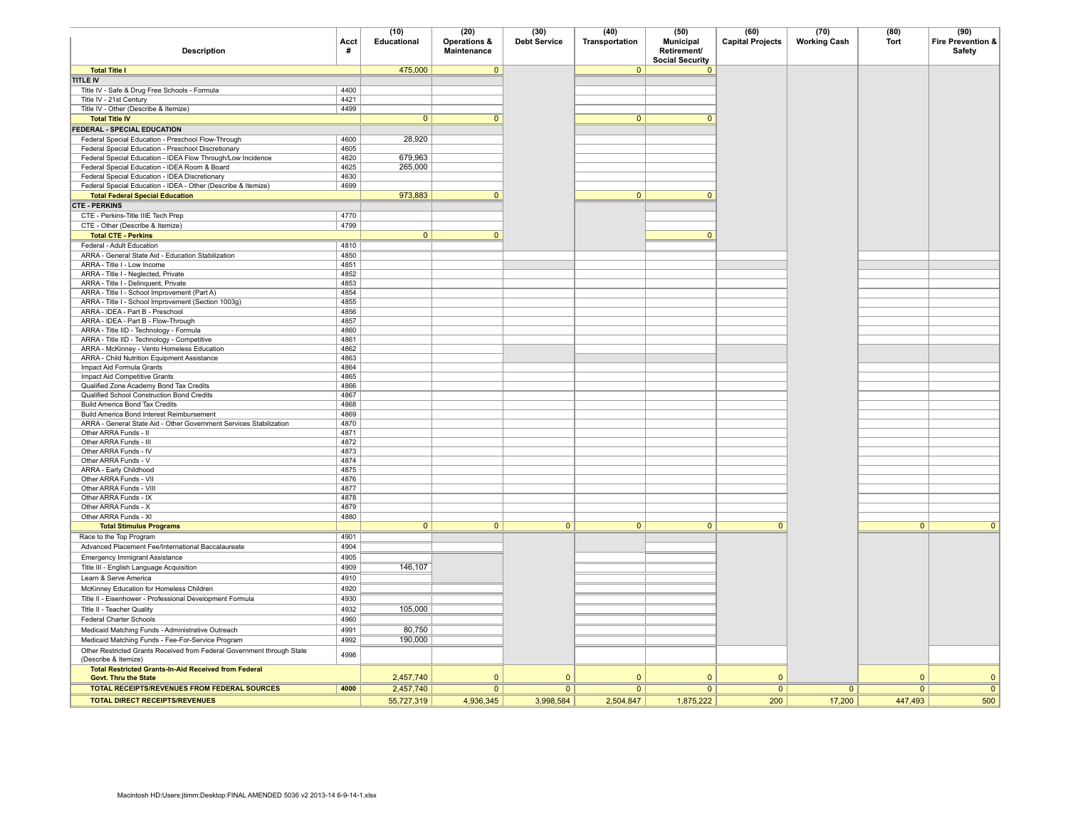| Description | Acct # | (10) Educational | (20) Operations & Maintenance | (30) Debt Service | (40) Transportation | (50) Municipal Retirement/ Social Security | (60) Capital Projects | (70) Working Cash | (80) Tort | (90) Fire Prevention & Safety |
|---|---|---|---|---|---|---|---|---|---|---|
| **Total Title I** | | 475,000 | 0 | | 0 | 0 | | | | |
| **TITLE IV** | | | | | | | | | | |
| Title IV - Safe & Drug Free Schools - Formula | 4400 | | | | | | | | | |
| Title IV - 21st Century | 4421 | | | | | | | | | |
| Title IV - Other (Describe & Itemize) | 4499 | | | | | | | | | |
| **Total Title IV** | | 0 | 0 | | 0 | 0 | | | | |
| **FEDERAL - SPECIAL EDUCATION** | | | | | | | | | | |
| Federal Special Education - Preschool Flow-Through | 4600 | 28,920 | | | | | | | | |
| Federal Special Education - Preschool Discretionary | 4605 | | | | | | | | | |
| Federal Special Education - IDEA Flow Through/Low Incidence | 4620 | 679,963 | | | | | | | | |
| Federal Special Education - IDEA Room & Board | 4625 | 265,000 | | | | | | | | |
| Federal Special Education - IDEA Discretionary | 4630 | | | | | | | | | |
| Federal Special Education - IDEA - Other (Describe & Itemize) | 4699 | | | | | | | | | |
| **Total Federal Special Education** | | 973,883 | 0 | | 0 | 0 | | | | |
| **CTE - PERKINS** | | | | | | | | | | |
| CTE - Perkins-Title IIIE Tech Prep | 4770 | | | | | | | | | |
| CTE - Other (Describe & Itemize) | 4799 | | | | | | | | | |
| **Total CTE - Perkins** | | 0 | 0 | | | 0 | | | | |
| Federal - Adult Education | 4810 | | | | | | | | | |
| ARRA - General State Aid - Education Stabilization | 4850 | | | | | | | | | |
| ARRA - Title I - Low Income | 4851 | | | | | | | | | |
| ARRA - Title I - Neglected, Private | 4852 | | | | | | | | | |
| ARRA - Title I - Delinquent, Private | 4853 | | | | | | | | | |
| ARRA - Title I - School Improvement (Part A) | 4854 | | | | | | | | | |
| ARRA - Title I - School Improvement (Section 1003g) | 4855 | | | | | | | | | |
| ARRA - IDEA - Part B - Preschool | 4856 | | | | | | | | | |
| ARRA - IDEA - Part B - Flow-Through | 4857 | | | | | | | | | |
| ARRA - Title IID - Technology - Formula | 4860 | | | | | | | | | |
| ARRA - Title IID - Technology - Competitive | 4861 | | | | | | | | | |
| ARRA - McKinney - Vento Homeless Education | 4862 | | | | | | | | | |
| ARRA - Child Nutrition Equipment Assistance | 4863 | | | | | | | | | |
| Impact Aid Formula Grants | 4864 | | | | | | | | | |
| Impact Aid Competitive Grants | 4865 | | | | | | | | | |
| Qualified Zone Academy Bond Tax Credits | 4866 | | | | | | | | | |
| Qualified School Construction Bond Credits | 4867 | | | | | | | | | |
| Build America Bond Tax Credits | 4868 | | | | | | | | | |
| Build America Bond Interest Reimbursement | 4869 | | | | | | | | | |
| ARRA - General State Aid - Other Government Services Stabilization | 4870 | | | | | | | | | |
| Other ARRA Funds - II | 4871 | | | | | | | | | |
| Other ARRA Funds - III | 4872 | | | | | | | | | |
| Other ARRA Funds - IV | 4873 | | | | | | | | | |
| Other ARRA Funds - V | 4874 | | | | | | | | | |
| ARRA - Early Childhood | 4875 | | | | | | | | | |
| Other ARRA Funds - VII | 4876 | | | | | | | | | |
| Other ARRA Funds - VIII | 4877 | | | | | | | | | |
| Other ARRA Funds - IX | 4878 | | | | | | | | | |
| Other ARRA Funds - X | 4879 | | | | | | | | | |
| Other ARRA Funds - XI | 4880 | | | | | | | | | |
| **Total Stimulus Programs** | | 0 | 0 | 0 | 0 | 0 | 0 | | 0 | 0 |
| Race to the Top Program | 4901 | | | | | | | | | |
| Advanced Placement Fee/International Baccalaureate | 4904 | | | | | | | | | |
| Emergency Immigrant Assistance | 4905 | | | | | | | | | |
| Title III - English Language Acquisition | 4909 | 146,107 | | | | | | | | |
| Learn & Serve America | 4910 | | | | | | | | | |
| McKinney Education for Homeless Children | 4920 | | | | | | | | | |
| Title II - Eisenhower - Professional Development Formula | 4930 | | | | | | | | | |
| Title II - Teacher Quality | 4932 | 105,000 | | | | | | | | |
| Federal Charter Schools | 4960 | | | | | | | | | |
| Medicaid Matching Funds - Administrative Outreach | 4991 | 80,750 | | | | | | | | |
| Medicaid Matching Funds - Fee-For-Service Program | 4992 | 190,000 | | | | | | | | |
| Other Restricted Grants Received from Federal Government through State (Describe & Itemize) | 4998 | | | | | | | | | |
| **Total Restricted Grants-In-Aid Received from Federal Govt. Thru the State** | | 2,457,740 | 0 | 0 | 0 | 0 | 0 | | 0 | 0 |
| **TOTAL RECEIPTS/REVENUES FROM FEDERAL SOURCES** | **4000** | 2,457,740 | 0 | 0 | 0 | 0 | 0 | 0 | 0 | 0 |
| **TOTAL DIRECT RECEIPTS/REVENUES** | | 55,727,319 | 4,936,345 | 3,998,584 | 2,504,847 | 1,875,222 | 200 | 17,200 | 447,493 | 500 |

Macintosh HD:Users:jtimm:Desktop:FINAL AMENDED 5036 v2 2013-14 6-9-14-1.xlsx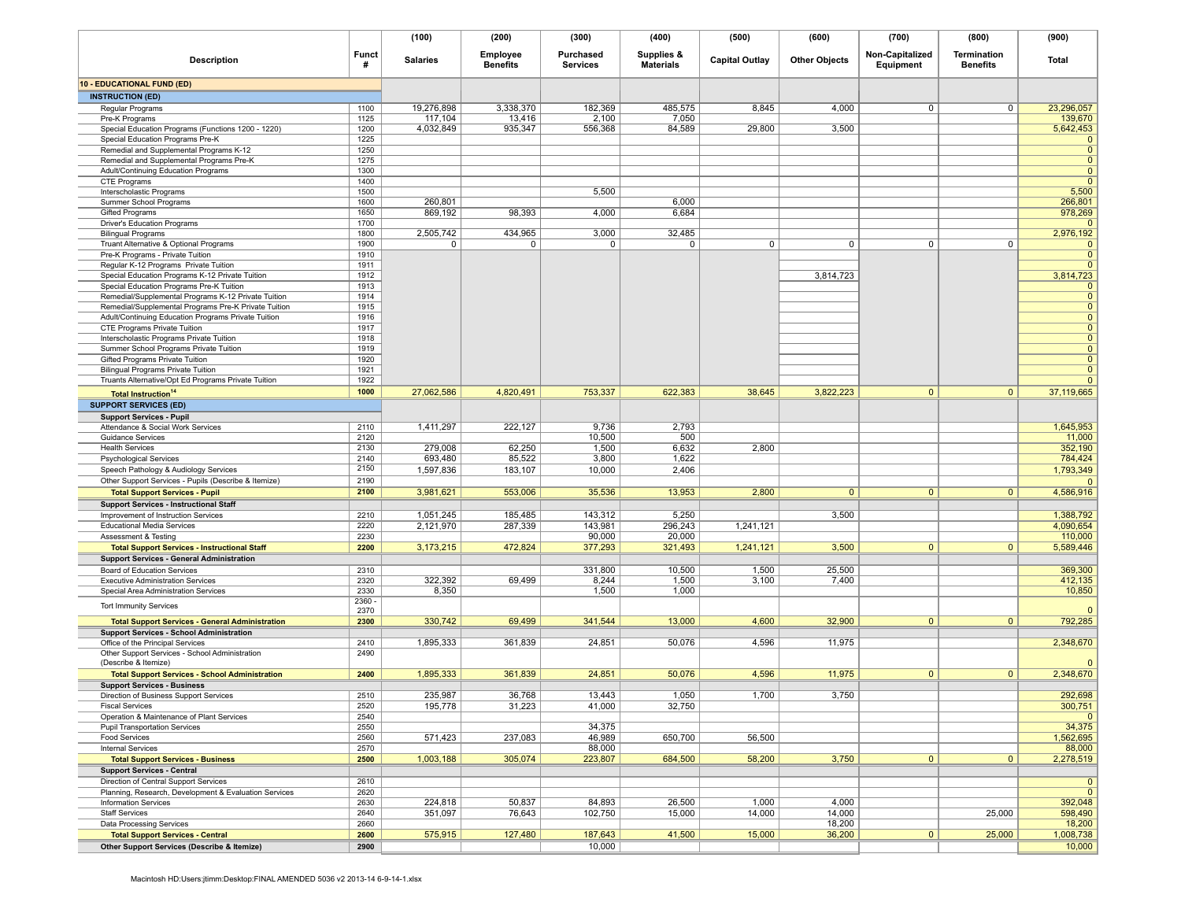| Description | Funct # | (100) Salaries | (200) Employee Benefits | (300) Purchased Services | (400) Supplies & Materials | (500) Capital Outlay | (600) Other Objects | (700) Non-Capitalized Equipment | (800) Termination Benefits | (900) Total |
|---|---|---|---|---|---|---|---|---|---|---|
| **10 - EDUCATIONAL FUND (ED)** | | | | | | | | | | |
| **INSTRUCTION (ED)** | | | | | | | | | | |
| Regular Programs | 1100 | 19,276,898 | 3,338,370 | 182,369 | 485,575 | 8,845 | 4,000 | 0 | 0 | 23,296,057 |
| Pre-K Programs | 1125 | 117,104 | 13,416 | 2,100 | 7,050 | | | | | 139,670 |
| Special Education Programs (Functions 1200 - 1220) | 1200 | 4,032,849 | 935,347 | 556,368 | 84,589 | 29,800 | 3,500 | | | 5,642,453 |
| Special Education Programs Pre-K | 1225 | | | | | | | | | 0 |
| Remedial and Supplemental Programs K-12 | 1250 | | | | | | | | | 0 |
| Remedial and Supplemental Programs Pre-K | 1275 | | | | | | | | | 0 |
| Adult/Continuing Education Programs | 1300 | | | | | | | | | 0 |
| CTE Programs | 1400 | | | | | | | | | 0 |
| Interscholastic Programs | 1500 | | | 5,500 | | | | | | 5,500 |
| Summer School Programs | 1600 | 260,801 | | | 6,000 | | | | | 266,801 |
| Gifted Programs | 1650 | 869,192 | 98,393 | 4,000 | 6,684 | | | | | 978,269 |
| Driver's Education Programs | 1700 | | | | | | | | | 0 |
| Bilingual Programs | 1800 | 2,505,742 | 434,965 | 3,000 | 32,485 | | | | | 2,976,192 |
| Truant Alternative & Optional Programs | 1900 | 0 | 0 | 0 | 0 | 0 | 0 | 0 | 0 | 0 |
| Pre-K Programs - Private Tuition | 1910 | | | | | | | | | 0 |
| Regular K-12 Programs Private Tuition | 1911 | | | | | | | | | 0 |
| Special Education Programs K-12 Private Tuition | 1912 | | | | | | 3,814,723 | | | 3,814,723 |
| Special Education Programs Pre-K Tuition | 1913 | | | | | | | | | 0 |
| Remedial/Supplemental Programs K-12 Private Tuition | 1914 | | | | | | | | | 0 |
| Remedial/Supplemental Programs Pre-K Private Tuition | 1915 | | | | | | | | | 0 |
| Adult/Continuing Education Programs Private Tuition | 1916 | | | | | | | | | 0 |
| CTE Programs Private Tuition | 1917 | | | | | | | | | 0 |
| Interscholastic Programs Private Tuition | 1918 | | | | | | | | | 0 |
| Summer School Programs Private Tuition | 1919 | | | | | | | | | 0 |
| Gifted Programs Private Tuition | 1920 | | | | | | | | | 0 |
| Bilingual Programs Private Tuition | 1921 | | | | | | | | | 0 |
| Truants Alternative/Opt Ed Programs Private Tuition | 1922 | | | | | | | | | 0 |
| **Total Instruction[14]** | **1000** | 27,062,586 | 4,820,491 | 753,337 | 622,383 | 38,645 | 3,822,223 | 0 | 0 | 37,119,665 |
| **SUPPORT SERVICES (ED)** | | | | | | | | | | |
| **Support Services - Pupil** | | | | | | | | | | |
| Attendance & Social Work Services | 2110 | 1,411,297 | 222,127 | 9,736 | 2,793 | | | | | 1,645,953 |
| Guidance Services | 2120 | | | 10,500 | 500 | | | | | 11,000 |
| Health Services | 2130 | 279,008 | 62,250 | 1,500 | 6,632 | 2,800 | | | | 352,190 |
| Psychological Services | 2140 | 693,480 | 85,522 | 3,800 | 1,622 | | | | | 784,424 |
| Speech Pathology & Audiology Services | 2150 | 1,597,836 | 183,107 | 10,000 | 2,406 | | | | | 1,793,349 |
| Other Support Services - Pupils (Describe & Itemize) | 2190 | | | | | | | | | 0 |
| **Total Support Services - Pupil** | **2100** | 3,981,621 | 553,006 | 35,536 | 13,953 | 2,800 | 0 | 0 | 0 | 4,586,916 |
| **Support Services - Instructional Staff** | | | | | | | | | | |
| Improvement of Instruction Services | 2210 | 1,051,245 | 185,485 | 143,312 | 5,250 | | 3,500 | | | 1,388,792 |
| Educational Media Services | 2220 | 2,121,970 | 287,339 | 143,981 | 296,243 | 1,241,121 | | | | 4,090,654 |
| Assessment & Testing | 2230 | | | 90,000 | 20,000 | | | | | 110,000 |
| **Total Support Services - Instructional Staff** | **2200** | 3,173,215 | 472,824 | 377,293 | 321,493 | 1,241,121 | 3,500 | 0 | 0 | 5,589,446 |
| **Support Services - General Administration** | | | | | | | | | | |
| Board of Education Services | 2310 | | | 331,800 | 10,500 | 1,500 | 25,500 | | | 369,300 |
| Executive Administration Services | 2320 | 322,392 | 69,499 | 8,244 | 1,500 | 3,100 | 7,400 | | | 412,135 |
| Special Area Administration Services | 2330 | 8,350 | | 1,500 | 1,000 | | | | | 10,850 |
| Tort Immunity Services | 2360 - 2370 | | | | | | | | | 0 |
| **Total Support Services - General Administration** | **2300** | 330,742 | 69,499 | 341,544 | 13,000 | 4,600 | 32,900 | 0 | 0 | 792,285 |
| **Support Services - School Administration** | | | | | | | | | | |
| Office of the Principal Services | 2410 | 1,895,333 | 361,839 | 24,851 | 50,076 | 4,596 | 11,975 | | | 2,348,670 |
| Other Support Services - School Administration (Describe & Itemize) | 2490 | | | | | | | | | 0 |
| **Total Support Services - School Administration** | **2400** | 1,895,333 | 361,839 | 24,851 | 50,076 | 4,596 | 11,975 | 0 | 0 | 2,348,670 |
| **Support Services - Business** | | | | | | | | | | |
| Direction of Business Support Services | 2510 | 235,987 | 36,768 | 13,443 | 1,050 | 1,700 | 3,750 | | | 292,698 |
| Fiscal Services | 2520 | 195,778 | 31,223 | 41,000 | 32,750 | | | | | 300,751 |
| Operation & Maintenance of Plant Services | 2540 | | | | | | | | | 0 |
| Pupil Transportation Services | 2550 | | | 34,375 | | | | | | 34,375 |
| Food Services | 2560 | 571,423 | 237,083 | 46,989 | 650,700 | 56,500 | | | | 1,562,695 |
| Internal Services | 2570 | | | 88,000 | | | | | | 88,000 |
| **Total Support Services - Business** | **2500** | 1,003,188 | 305,074 | 223,807 | 684,500 | 58,200 | 3,750 | 0 | 0 | 2,278,519 |
| **Support Services - Central** | | | | | | | | | | |
| Direction of Central Support Services | 2610 | | | | | | | | | 0 |
| Planning, Research, Development & Evaluation Services | 2620 | | | | | | | | | 0 |
| Information Services | 2630 | 224,818 | 50,837 | 84,893 | 26,500 | 1,000 | 4,000 | | | 392,048 |
| Staff Services | 2640 | 351,097 | 76,643 | 102,750 | 15,000 | 14,000 | 14,000 | | 25,000 | 598,490 |
| Data Processing Services | 2660 | | | | | | 18,200 | | | 18,200 |
| **Total Support Services - Central** | **2600** | 575,915 | 127,480 | 187,643 | 41,500 | 15,000 | 36,200 | 0 | 25,000 | 1,008,738 |
| **Other Support Services (Describe & Itemize)** | **2900** | | | 10,000 | | | | | | 10,000 |

Macintosh HD:Users:jtimm:Desktop:FINAL AMENDED 5036 v2 2013-14 6-9-14-1.xlsx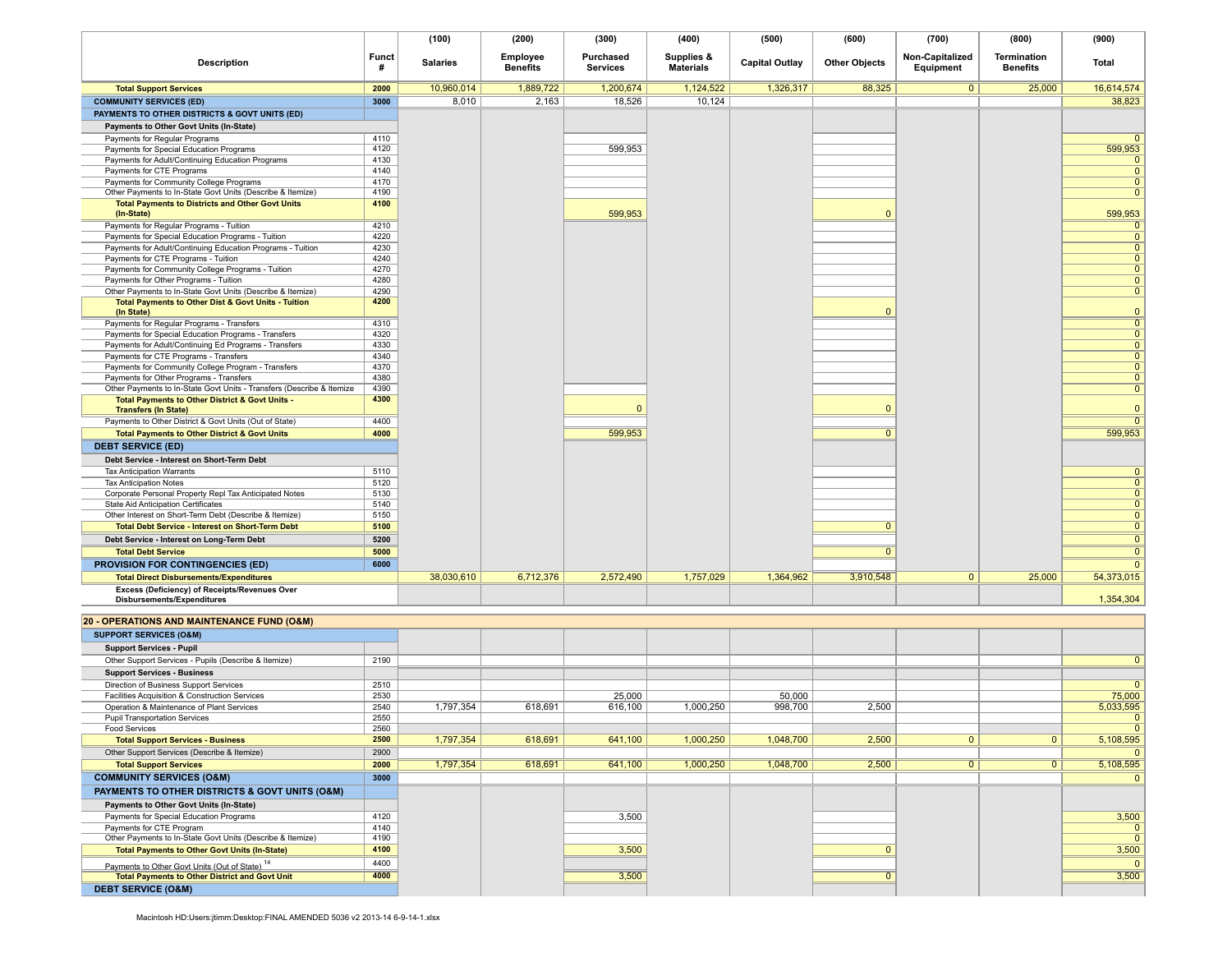| Description | Funct # | (100) Salaries | (200) Employee Benefits | (300) Purchased Services | (400) Supplies & Materials | (500) Capital Outlay | (600) Other Objects | (700) Non-Capitalized Equipment | (800) Termination Benefits | (900) Total |
|---|---|---|---|---|---|---|---|---|---|---|
| **Total Support Services** | 2000 | 10,960,014 | 1,889,722 | 1,200,674 | 1,124,522 | 1,326,317 | 88,325 | 0 | 25,000 | 16,614,574 |
| **COMMUNITY SERVICES (ED)** | 3000 | 8,010 | 2,163 | 18,526 | 10,124 | | | | | 38,823 |
| **PAYMENTS TO OTHER DISTRICTS & GOVT UNITS (ED)** | | | | | | | | | | |
| **Payments to Other Govt Units (In-State)** | | | | | | | | | | |
| Payments for Regular Programs | 4110 | | | | | | | | | 0 |
| Payments for Special Education Programs | 4120 | | | 599,953 | | | | | | 599,953 |
| Payments for Adult/Continuing Education Programs | 4130 | | | | | | | | | 0 |
| Payments for CTE Programs | 4140 | | | | | | | | | 0 |
| Payments for Community College Programs | 4170 | | | | | | | | | 0 |
| Other Payments to In-State Govt Units (Describe & Itemize) | 4190 | | | | | | | | | 0 |
| **Total Payments to Districts and Other Govt Units (In-State)** | 4100 | | | 599,953 | | | 0 | | | 599,953 |
| Payments for Regular Programs - Tuition | 4210 | | | | | | | | | 0 |
| Payments for Special Education Programs - Tuition | 4220 | | | | | | | | | 0 |
| Payments for Adult/Continuing Education Programs - Tuition | 4230 | | | | | | | | | 0 |
| Payments for CTE Programs - Tuition | 4240 | | | | | | | | | 0 |
| Payments for Community College Programs - Tuition | 4270 | | | | | | | | | 0 |
| Payments for Other Programs - Tuition | 4280 | | | | | | | | | 0 |
| Other Payments to In-State Govt Units (Describe & Itemize) | 4290 | | | | | | | | | 0 |
| **Total Payments to Other Dist & Govt Units - Tuition (In State)** | 4200 | | | | | | 0 | | | 0 |
| Payments for Regular Programs - Transfers | 4310 | | | | | | | | | 0 |
| Payments for Special Education Programs - Transfers | 4320 | | | | | | | | | 0 |
| Payments for Adult/Continuing Ed Programs - Transfers | 4330 | | | | | | | | | 0 |
| Payments for CTE Programs - Transfers | 4340 | | | | | | | | | 0 |
| Payments for Community College Program - Transfers | 4370 | | | | | | | | | 0 |
| Payments for Other Programs - Transfers | 4380 | | | | | | | | | 0 |
| Other Payments to In-State Govt Units - Transfers (Describe & Itemize | 4390 | | | | | | | | | 0 |
| **Total Payments to Other District & Govt Units - Transfers (In State)** | 4300 | | | 0 | | | 0 | | | 0 |
| Payments to Other District & Govt Units (Out of State) | 4400 | | | | | | | | | 0 |
| **Total Payments to Other District & Govt Units** | 4000 | | | 599,953 | | | 0 | | | 599,953 |
| **DEBT SERVICE (ED)** | | | | | | | | | | |
| **Debt Service - Interest on Short-Term Debt** | | | | | | | | | | |
| Tax Anticipation Warrants | 5110 | | | | | | | | | 0 |
| Tax Anticipation Notes | 5120 | | | | | | | | | 0 |
| Corporate Personal Property Repl Tax Anticipated Notes | 5130 | | | | | | | | | 0 |
| State Aid Anticipation Certificates | 5140 | | | | | | | | | 0 |
| Other Interest on Short-Term Debt (Describe & Itemize) | 5150 | | | | | | | | | 0 |
| **Total Debt Service - Interest on Short-Term Debt** | 5100 | | | | | | 0 | | | 0 |
| **Debt Service - Interest on Long-Term Debt** | 5200 | | | | | | | | | 0 |
| **Total Debt Service** | 5000 | | | | | | 0 | | | 0 |
| **PROVISION FOR CONTINGENCIES (ED)** | 6000 | | | | | | | | | 0 |
| **Total Direct Disbursements/Expenditures** | | 38,030,610 | 6,712,376 | 2,572,490 | 1,757,029 | 1,364,962 | 3,910,548 | 0 | 25,000 | 54,373,015 |
| **Excess (Deficiency) of Receipts/Revenues Over Disbursements/Expenditures** | | | | | | | | | | 1,354,304 |
| **20 - OPERATIONS AND MAINTENANCE FUND (O&M)** | | | | | | | | | | |
| **SUPPORT SERVICES (O&M)** | | | | | | | | | | |
| **Support Services - Pupil** | | | | | | | | | | |
| Other Support Services - Pupils (Describe & Itemize) | 2190 | | | | | | | | | 0 |
| **Support Services - Business** | | | | | | | | | | |
| Direction of Business Support Services | 2510 | | | | | | | | | 0 |
| Facilities Acquisition & Construction Services | 2530 | | | 25,000 | | 50,000 | | | | 75,000 |
| Operation & Maintenance of Plant Services | 2540 | 1,797,354 | 618,691 | 616,100 | 1,000,250 | 998,700 | 2,500 | | | 5,033,595 |
| Pupil Transportation Services | 2550 | | | | | | | | | 0 |
| Food Services | 2560 | | | | | | | | | 0 |
| **Total Support Services - Business** | 2500 | 1,797,354 | 618,691 | 641,100 | 1,000,250 | 1,048,700 | 2,500 | 0 | 0 | 5,108,595 |
| Other Support Services (Describe & Itemize) | 2900 | | | | | | | | | 0 |
| **Total Support Services** | 2000 | 1,797,354 | 618,691 | 641,100 | 1,000,250 | 1,048,700 | 2,500 | 0 | 0 | 5,108,595 |
| **COMMUNITY SERVICES (O&M)** | 3000 | | | | | | | | | 0 |
| **PAYMENTS TO OTHER DISTRICTS & GOVT UNITS (O&M)** | | | | | | | | | | |
| **Payments to Other Govt Units (In-State)** | | | | | | | | | | |
| Payments for Special Education Programs | 4120 | | | 3,500 | | | | | | 3,500 |
| Payments for CTE Program | 4140 | | | | | | | | | 0 |
| Other Payments to In-State Govt Units (Describe & Itemize) | 4190 | | | | | | | | | 0 |
| **Total Payments to Other Govt Units (In-State)** | 4100 | | | 3,500 | | | 0 | | | 3,500 |
| Payments to Other Govt Units (Out of State) [14] | 4400 | | | | | | | | | 0 |
| **Total Payments to Other District and Govt Unit** | 4000 | | | 3,500 | | | 0 | | | 3,500 |
| **DEBT SERVICE (O&M)** | | | | | | | | | | |

Macintosh HD:Users:jtimm:Desktop:FINAL AMENDED 5036 v2 2013-14 6-9-14-1.xlsx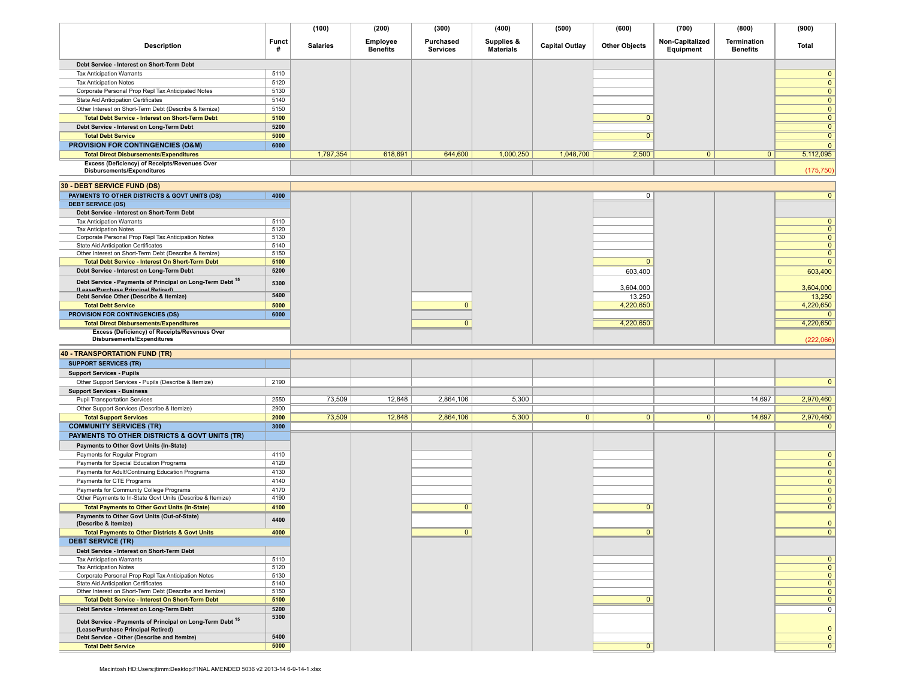| Description | Funct # | (100) Salaries | (200) Employee Benefits | (300) Purchased Services | (400) Supplies & Materials | (500) Capital Outlay | (600) Other Objects | (700) Non-Capitalized Equipment | (800) Termination Benefits | (900) Total |
|---|---|---|---|---|---|---|---|---|---|---|
| **Debt Service - Interest on Short-Term Debt** | | | | | | | | | | |
| Tax Anticipation Warrants | 5110 | | | | | | | | | 0 |
| Tax Anticipation Notes | 5120 | | | | | | | | | 0 |
| Corporate Personal Prop Repl Tax Anticipated Notes | 5130 | | | | | | | | | 0 |
| State Aid Anticipation Certificates | 5140 | | | | | | | | | 0 |
| Other Interest on Short-Term Debt (Describe & Itemize) | 5150 | | | | | | | | | 0 |
| **Total Debt Service - Interest on Short-Term Debt** | **5100** | | | | | | 0 | | | 0 |
| **Debt Service - Interest on Long-Term Debt** | **5200** | | | | | | | | | 0 |
| **Total Debt Service** | **5000** | | | | | | 0 | | | 0 |
| **PROVISION FOR CONTINGENCIES (O&M)** | **6000** | | | | | | | | | 0 |
| **Total Direct Disbursements/Expenditures** | | 1,797,354 | 618,691 | 644,600 | 1,000,250 | 1,048,700 | 2,500 | 0 | 0 | 5,112,095 |
| **Excess (Deficiency) of Receipts/Revenues Over Disbursements/Expenditures** | | | | | | | | | | (175,750) |
| **30 - DEBT SERVICE FUND (DS)** | | | | | | | | | | |
| **PAYMENTS TO OTHER DISTRICTS & GOVT UNITS (DS)** | **4000** | | | | | | 0 | | | 0 |
| **DEBT SERVICE (DS)** | | | | | | | | | | |
| **Debt Service - Interest on Short-Term Debt** | | | | | | | | | | |
| Tax Anticipation Warrants | 5110 | | | | | | | | | 0 |
| Tax Anticipation Notes | 5120 | | | | | | | | | 0 |
| Corporate Personal Prop Repl Tax Anticipation Notes | 5130 | | | | | | | | | 0 |
| State Aid Anticipation Certificates | 5140 | | | | | | | | | 0 |
| Other Interest on Short-Term Debt (Describe & Itemize) | 5150 | | | | | | | | | 0 |
| **Total Debt Service - Interest On Short-Term Debt** | **5100** | | | | | | 0 | | | 0 |
| **Debt Service - Interest on Long-Term Debt** | **5200** | | | | | | 603,400 | | | 603,400 |
| **Debt Service - Payments of Principal on Long-Term Debt [15] (Lease/Purchase Principal Retired)** | **5300** | | | | | | 3,604,000 | | | 3,604,000 |
| **Debt Service Other (Describe & Itemize)** | **5400** | | | | | | 13,250 | | | 13,250 |
| **Total Debt Service** | **5000** | | | 0 | | | 4,220,650 | | | 4,220,650 |
| **PROVISION FOR CONTINGENCIES (DS)** | **6000** | | | | | | | | | 0 |
| **Total Direct Disbursements/Expenditures** | | | | 0 | | | 4,220,650 | | | 4,220,650 |
| **Excess (Deficiency) of Receipts/Revenues Over Disbursements/Expenditures** | | | | | | | | | | (222,066) |
| **40 - TRANSPORTATION FUND (TR)** | | | | | | | | | | |
| **SUPPORT SERVICES (TR)** | | | | | | | | | | |
| **Support Services - Pupils** | | | | | | | | | | |
| Other Support Services - Pupils (Describe & Itemize) | 2190 | | | | | | | | | 0 |
| **Support Services - Business** | | | | | | | | | | |
| Pupil Transportation Services | 2550 | 73,509 | 12,848 | 2,864,106 | 5,300 | | | | 14,697 | 2,970,460 |
| Other Support Services (Describe & Itemize) | 2900 | | | | | | | | | 0 |
| **Total Support Services** | **2000** | 73,509 | 12,848 | 2,864,106 | 5,300 | 0 | 0 | 0 | 14,697 | 2,970,460 |
| **COMMUNITY SERVICES (TR)** | **3000** | | | | | | | | | 0 |
| **PAYMENTS TO OTHER DISTRICTS & GOVT UNITS (TR)** | | | | | | | | | | |
| **Payments to Other Govt Units (In-State)** | | | | | | | | | | |
| Payments for Regular Program | 4110 | | | | | | | | | 0 |
| Payments for Special Education Programs | 4120 | | | | | | | | | 0 |
| Payments for Adult/Continuing Education Programs | 4130 | | | | | | | | | 0 |
| Payments for CTE Programs | 4140 | | | | | | | | | 0 |
| Payments for Community College Programs | 4170 | | | | | | | | | 0 |
| Other Payments to In-State Govt Units (Describe & Itemize) | 4190 | | | | | | | | | 0 |
| **Total Payments to Other Govt Units (In-State)** | **4100** | | | 0 | | | 0 | | | 0 |
| **Payments to Other Govt Units (Out-of-State) (Describe & Itemize)** | **4400** | | | | | | | | | 0 |
| **Total Payments to Other Districts & Govt Units** | **4000** | | | 0 | | | 0 | | | 0 |
| **DEBT SERVICE (TR)** | | | | | | | | | | |
| **Debt Service - Interest on Short-Term Debt** | | | | | | | | | | |
| Tax Anticipation Warrants | 5110 | | | | | | | | | 0 |
| Tax Anticipation Notes | 5120 | | | | | | | | | 0 |
| Corporate Personal Prop Repl Tax Anticipation Notes | 5130 | | | | | | | | | 0 |
| State Aid Anticipation Certificates | 5140 | | | | | | | | | 0 |
| Other Interest on Short-Term Debt (Describe and Itemize) | 5150 | | | | | | | | | 0 |
| **Total Debt Service - Interest On Short-Term Debt** | **5100** | | | | | | 0 | | | 0 |
| **Debt Service - Interest on Long-Term Debt** | **5200** | | | | | | | | | 0 |
| **Debt Service - Payments of Principal on Long-Term Debt [15] (Lease/Purchase Principal Retired)** | **5300** | | | | | | | | | 0 |
| **Debt Service - Other (Describe and Itemize)** | **5400** | | | | | | | | | 0 |
| **Total Debt Service** | **5000** | | | | | | 0 | | | 0 |

Macintosh HD:Users:jtimm:Desktop:FINAL AMENDED 5036 v2 2013-14 6-9-14-1.xlsx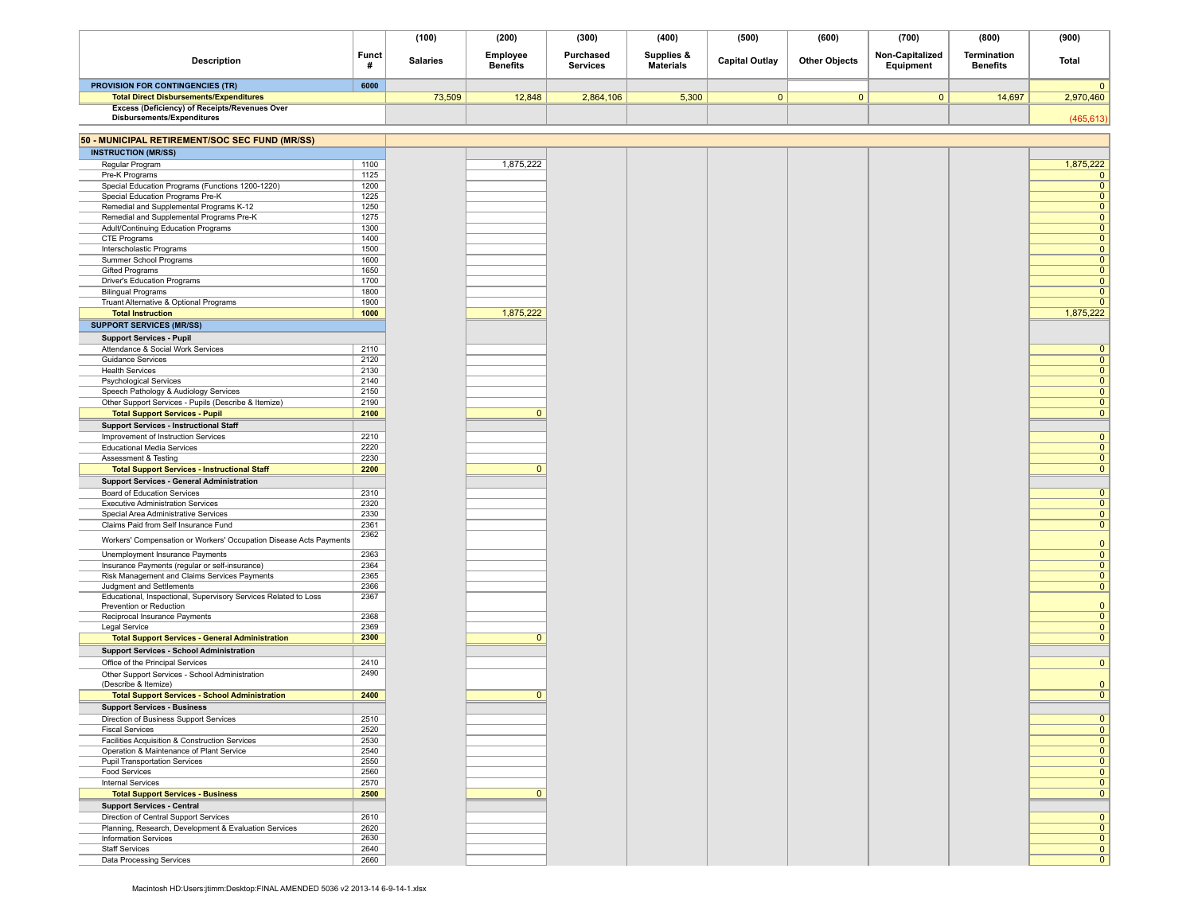| Description | Funct # | (100) Salaries | (200) Employee Benefits | (300) Purchased Services | (400) Supplies & Materials | (500) Capital Outlay | (600) Other Objects | (700) Non-Capitalized Equipment | (800) Termination Benefits | (900) Total |
|---|---|---|---|---|---|---|---|---|---|---|
| **PROVISION FOR CONTINGENCIES (TR)** | **6000** | | | | | | | | | 0 |
| **Total Direct Disbursements/Expenditures** | | 73,509 | 12,848 | 2,864,106 | 5,300 | 0 | 0 | 0 | 14,697 | 2,970,460 |
| **Excess (Deficiency) of Receipts/Revenues Over Disbursements/Expenditures** | | | | | | | | | | (465,613) |
| **50 - MUNICIPAL RETIREMENT/SOC SEC FUND (MR/SS)** | | | | | | | | | | |
| **INSTRUCTION (MR/SS)** | | | | | | | | | | |
| Regular Program | 1100 | | 1,875,222 | | | | | | | 1,875,222 |
| Pre-K Programs | 1125 | | | | | | | | | 0 |
| Special Education Programs (Functions 1200-1220) | 1200 | | | | | | | | | 0 |
| Special Education Programs Pre-K | 1225 | | | | | | | | | 0 |
| Remedial and Supplemental Programs K-12 | 1250 | | | | | | | | | 0 |
| Remedial and Supplemental Programs Pre-K | 1275 | | | | | | | | | 0 |
| Adult/Continuing Education Programs | 1300 | | | | | | | | | 0 |
| CTE Programs | 1400 | | | | | | | | | 0 |
| Interscholastic Programs | 1500 | | | | | | | | | 0 |
| Summer School Programs | 1600 | | | | | | | | | 0 |
| Gifted Programs | 1650 | | | | | | | | | 0 |
| Driver's Education Programs | 1700 | | | | | | | | | 0 |
| Bilingual Programs | 1800 | | | | | | | | | 0 |
| Truant Alternative & Optional Programs | 1900 | | | | | | | | | 0 |
| **Total Instruction** | **1000** | | 1,875,222 | | | | | | | 1,875,222 |
| **SUPPORT SERVICES (MR/SS)** | | | | | | | | | | |
| **Support Services - Pupil** | | | | | | | | | | |
| Attendance & Social Work Services | 2110 | | | | | | | | | 0 |
| Guidance Services | 2120 | | | | | | | | | 0 |
| Health Services | 2130 | | | | | | | | | 0 |
| Psychological Services | 2140 | | | | | | | | | 0 |
| Speech Pathology & Audiology Services | 2150 | | | | | | | | | 0 |
| Other Support Services - Pupils (Describe & Itemize) | 2190 | | | | | | | | | 0 |
| **Total Support Services - Pupil** | **2100** | | 0 | | | | | | | 0 |
| **Support Services - Instructional Staff** | | | | | | | | | | |
| Improvement of Instruction Services | 2210 | | | | | | | | | 0 |
| Educational Media Services | 2220 | | | | | | | | | 0 |
| Assessment & Testing | 2230 | | | | | | | | | 0 |
| **Total Support Services - Instructional Staff** | **2200** | | 0 | | | | | | | 0 |
| **Support Services - General Administration** | | | | | | | | | | |
| Board of Education Services | 2310 | | | | | | | | | 0 |
| Executive Administration Services | 2320 | | | | | | | | | 0 |
| Special Area Administrative Services | 2330 | | | | | | | | | 0 |
| Claims Paid from Self Insurance Fund | 2361 | | | | | | | | | 0 |
| Workers' Compensation or Workers' Occupation Disease Acts Payments | 2362 | | | | | | | | | 0 |
| Unemployment Insurance Payments | 2363 | | | | | | | | | 0 |
| Insurance Payments (regular or self-insurance) | 2364 | | | | | | | | | 0 |
| Risk Management and Claims Services Payments | 2365 | | | | | | | | | 0 |
| Judgment and Settlements | 2366 | | | | | | | | | 0 |
| Educational, Inspectional, Supervisory Services Related to Loss Prevention or Reduction | 2367 | | | | | | | | | 0 |
| Reciprocal Insurance Payments | 2368 | | | | | | | | | 0 |
| Legal Service | 2369 | | | | | | | | | 0 |
| **Total Support Services - General Administration** | **2300** | | 0 | | | | | | | 0 |
| **Support Services - School Administration** | | | | | | | | | | |
| Office of the Principal Services | 2410 | | | | | | | | | 0 |
| Other Support Services - School Administration (Describe & Itemize) | 2490 | | | | | | | | | 0 |
| **Total Support Services - School Administration** | **2400** | | 0 | | | | | | | 0 |
| **Support Services - Business** | | | | | | | | | | |
| Direction of Business Support Services | 2510 | | | | | | | | | 0 |
| Fiscal Services | 2520 | | | | | | | | | 0 |
| Facilities Acquisition & Construction Services | 2530 | | | | | | | | | 0 |
| Operation & Maintenance of Plant Service | 2540 | | | | | | | | | 0 |
| Pupil Transportation Services | 2550 | | | | | | | | | 0 |
| Food Services | 2560 | | | | | | | | | 0 |
| Internal Services | 2570 | | | | | | | | | 0 |
| **Total Support Services - Business** | **2500** | | 0 | | | | | | | 0 |
| **Support Services - Central** | | | | | | | | | | |
| Direction of Central Support Services | 2610 | | | | | | | | | 0 |
| Planning, Research, Development & Evaluation Services | 2620 | | | | | | | | | 0 |
| Information Services | 2630 | | | | | | | | | 0 |
| Staff Services | 2640 | | | | | | | | | 0 |
| Data Processing Services | 2660 | | | | | | | | | 0 |

Macintosh HD:Users:jtimm:Desktop:FINAL AMENDED 5036 v2 2013-14 6-9-14-1.xlsx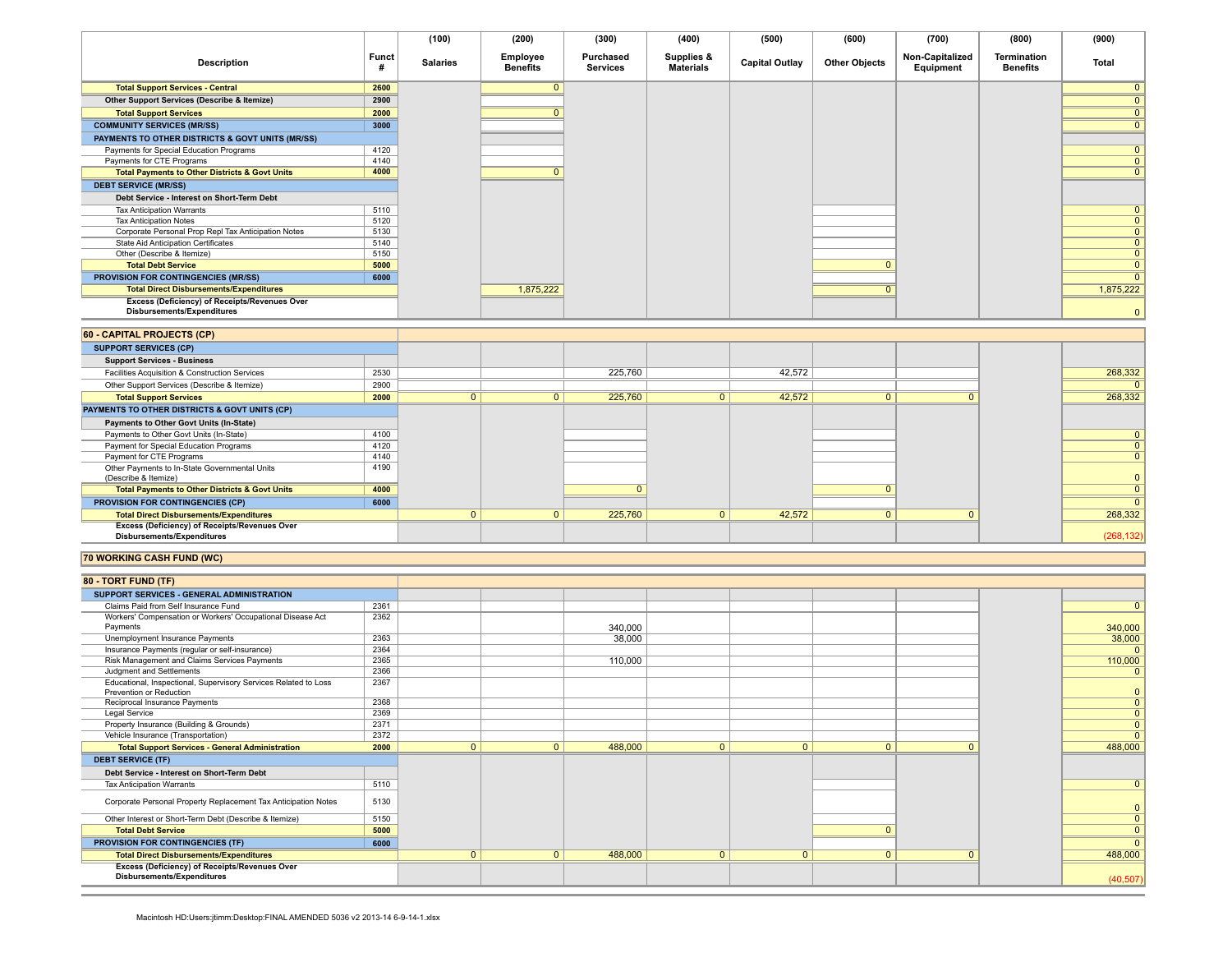| Description | Funct # | (100) Salaries | (200) Employee Benefits | (300) Purchased Services | (400) Supplies & Materials | (500) Capital Outlay | (600) Other Objects | (700) Non-Capitalized Equipment | (800) Termination Benefits | (900) Total |
|---|---|---|---|---|---|---|---|---|---|---|
| **Total Support Services - Central** | **2600** | | 0 | | | | | | | 0 |
| **Other Support Services (Describe & Itemize)** | **2900** | | | | | | | | | 0 |
| **Total Support Services** | **2000** | | 0 | | | | | | | 0 |
| **COMMUNITY SERVICES (MR/SS)** | **3000** | | | | | | | | | 0 |
| **PAYMENTS TO OTHER DISTRICTS & GOVT UNITS (MR/SS)** | | | | | | | | | | |
| Payments for Special Education Programs | 4120 | | | | | | | | | 0 |
| Payments for CTE Programs | 4140 | | | | | | | | | 0 |
| **Total Payments to Other Districts & Govt Units** | **4000** | | 0 | | | | | | | 0 |
| **DEBT SERVICE (MR/SS)** | | | | | | | | | | |
| **Debt Service - Interest on Short-Term Debt** | | | | | | | | | | |
| Tax Anticipation Warrants | 5110 | | | | | | | | | 0 |
| Tax Anticipation Notes | 5120 | | | | | | | | | 0 |
| Corporate Personal Prop Repl Tax Anticipation Notes | 5130 | | | | | | | | | 0 |
| State Aid Anticipation Certificates | 5140 | | | | | | | | | 0 |
| Other (Describe & Itemize) | 5150 | | | | | | | | | 0 |
| **Total Debt Service** | **5000** | | | | | | 0 | | | 0 |
| **PROVISION FOR CONTINGENCIES (MR/SS)** | **6000** | | | | | | | | | 0 |
| **Total Direct Disbursements/Expenditures** | | | 1,875,222 | | | | 0 | | | 1,875,222 |
| **Excess (Deficiency) of Receipts/Revenues Over Disbursements/Expenditures** | | | | | | | | | | 0 |
| **60 - CAPITAL PROJECTS (CP)** | | | | | | | | | | |
| **SUPPORT SERVICES (CP)** | | | | | | | | | | |
| **Support Services - Business** | | | | | | | | | | |
| Facilities Acquisition & Construction Services | 2530 | | | 225,760 | | 42,572 | | | | 268,332 |
| Other Support Services (Describe & Itemize) | 2900 | | | | | | | | | 0 |
| **Total Support Services** | **2000** | 0 | 0 | 225,760 | 0 | 42,572 | 0 | 0 | | 268,332 |
| **PAYMENTS TO OTHER DISTRICTS & GOVT UNITS (CP)** | | | | | | | | | | |
| **Payments to Other Govt Units (In-State)** | | | | | | | | | | |
| Payments to Other Govt Units (In-State) | 4100 | | | | | | | | | 0 |
| Payment for Special Education Programs | 4120 | | | | | | | | | 0 |
| Payment for CTE Programs | 4140 | | | | | | | | | 0 |
| Other Payments to In-State Governmental Units (Describe & Itemize) | 4190 | | | | | | | | | 0 |
| **Total Payments to Other Districts & Govt Units** | **4000** | | | 0 | | | 0 | | | 0 |
| **PROVISION FOR CONTINGENCIES (CP)** | **6000** | | | | | | | | | 0 |
| **Total Direct Disbursements/Expenditures** | | 0 | 0 | 225,760 | 0 | 42,572 | 0 | 0 | | 268,332 |
| **Excess (Deficiency) of Receipts/Revenues Over Disbursements/Expenditures** | | | | | | | | | | (268,132) |
| **70 WORKING CASH FUND (WC)** | | | | | | | | | | |
| **80 - TORT FUND (TF)** | | | | | | | | | | |
| **SUPPORT SERVICES - GENERAL ADMINISTRATION** | | | | | | | | | | |
| Claims Paid from Self Insurance Fund | 2361 | | | | | | | | | 0 |
| Workers' Compensation or Workers' Occupational Disease Act Payments | 2362 | | | 340,000 | | | | | | 340,000 |
| Unemployment Insurance Payments | 2363 | | | 38,000 | | | | | | 38,000 |
| Insurance Payments (regular or self-insurance) | 2364 | | | | | | | | | 0 |
| Risk Management and Claims Services Payments | 2365 | | | 110,000 | | | | | | 110,000 |
| Judgment and Settlements | 2366 | | | | | | | | | 0 |
| Educational, Inspectional, Supervisory Services Related to Loss Prevention or Reduction | 2367 | | | | | | | | | 0 |
| Reciprocal Insurance Payments | 2368 | | | | | | | | | 0 |
| Legal Service | 2369 | | | | | | | | | 0 |
| Property Insurance (Building & Grounds) | 2371 | | | | | | | | | 0 |
| Vehicle Insurance (Transportation) | 2372 | | | | | | | | | 0 |
| **Total Support Services - General Administration** | **2000** | 0 | 0 | 488,000 | 0 | 0 | 0 | 0 | | 488,000 |
| **DEBT SERVICE (TF)** | | | | | | | | | | |
| **Debt Service - Interest on Short-Term Debt** | | | | | | | | | | |
| Tax Anticipation Warrants | 5110 | | | | | | | | | 0 |
| Corporate Personal Property Replacement Tax Anticipation Notes | 5130 | | | | | | | | | 0 |
| Other Interest or Short-Term Debt (Describe & Itemize) | 5150 | | | | | | | | | 0 |
| **Total Debt Service** | **5000** | | | | | | 0 | | | 0 |
| **PROVISION FOR CONTINGENCIES (TF)** | **6000** | | | | | | | | | 0 |
| **Total Direct Disbursements/Expenditures** | | 0 | 0 | 488,000 | 0 | 0 | 0 | 0 | | 488,000 |
| **Excess (Deficiency) of Receipts/Revenues Over Disbursements/Expenditures** | | | | | | | | | | (40,507) |

Macintosh HD:Users:jtimm:Desktop:FINAL AMENDED 5036 v2 2013-14 6-9-14-1.xlsx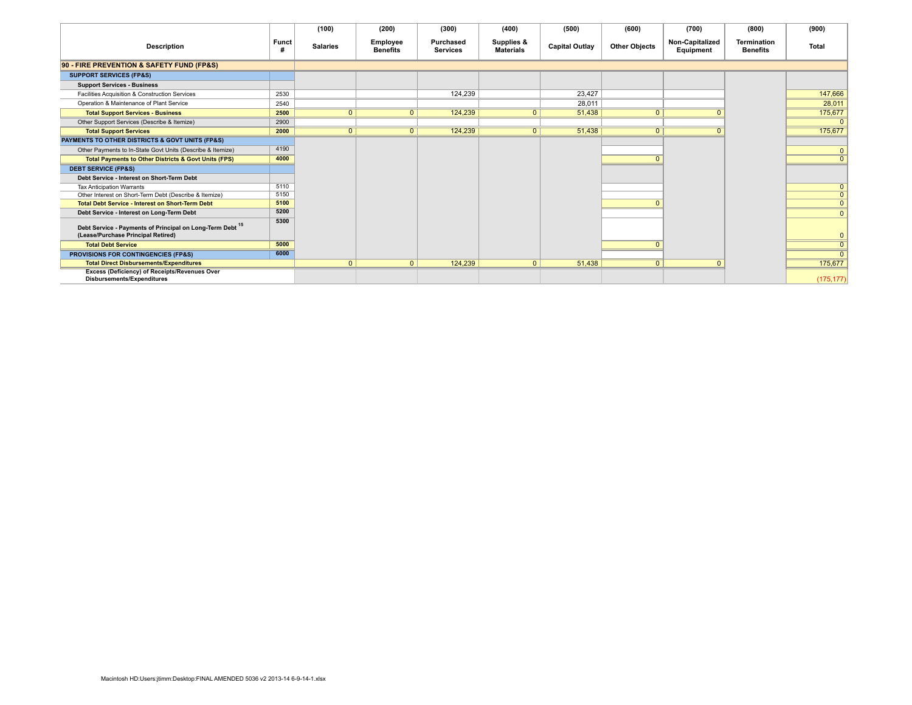| Description | Funct # | (100) Salaries | (200) Employee Benefits | (300) Purchased Services | (400) Supplies & Materials | (500) Capital Outlay | (600) Other Objects | (700) Non-Capitalized Equipment | (800) Termination Benefits | (900) Total |
|---|---|---|---|---|---|---|---|---|---|---|
| **90 - FIRE PREVENTION & SAFETY FUND (FP&S)** | | | | | | | | | | |
| **SUPPORT SERVICES (FP&S)** | | | | | | | | | | |
| **Support Services - Business** | | | | | | | | | | |
| Facilities Acquisition & Construction Services | 2530 | | | 124,239 | | 23,427 | | | | 147,666 |
| Operation & Maintenance of Plant Service | 2540 | | | | | 28,011 | | | | 28,011 |
| **Total Support Services - Business** | **2500** | 0 | 0 | 124,239 | 0 | 51,438 | 0 | 0 | | 175,677 |
| Other Support Services (Describe & Itemize) | 2900 | | | | | | | | | 0 |
| **Total Support Services** | **2000** | 0 | 0 | 124,239 | 0 | 51,438 | 0 | 0 | | 175,677 |
| **PAYMENTS TO OTHER DISTRICTS & GOVT UNITS (FP&S)** | | | | | | | | | | |
| Other Payments to In-State Govt Units (Describe & Itemize) | 4190 | | | | | | | | | 0 |
| **Total Payments to Other Districts & Govt Units (FPS)** | **4000** | | | | | | 0 | | | 0 |
| **DEBT SERVICE (FP&S)** | | | | | | | | | | |
| **Debt Service - Interest on Short-Term Debt** | | | | | | | | | | |
| Tax Anticipation Warrants | 5110 | | | | | | | | | 0 |
| Other Interest on Short-Term Debt (Describe & Itemize) | 5150 | | | | | | | | | 0 |
| **Total Debt Service - Interest on Short-Term Debt** | **5100** | | | | | | 0 | | | 0 |
| **Debt Service - Interest on Long-Term Debt** | **5200** | | | | | | | | | 0 |
| **Debt Service - Payments of Principal on Long-Term Debt [15] (Lease/Purchase Principal Retired)** | **5300** | | | | | | | | | 0 |
| **Total Debt Service** | **5000** | | | | | | 0 | | | 0 |
| **PROVISIONS FOR CONTINGENCIES (FP&S)** | **6000** | | | | | | | | | 0 |
| **Total Direct Disbursements/Expenditures** | | 0 | 0 | 124,239 | 0 | 51,438 | 0 | 0 | | 175,677 |
| **Excess (Deficiency) of Receipts/Revenues Over Disbursements/Expenditures** | | | | | | | | | | (175,177) |

Macintosh HD:Users:jtimm:Desktop:FINAL AMENDED 5036 v2 2013-14 6-9-14-1.xlsx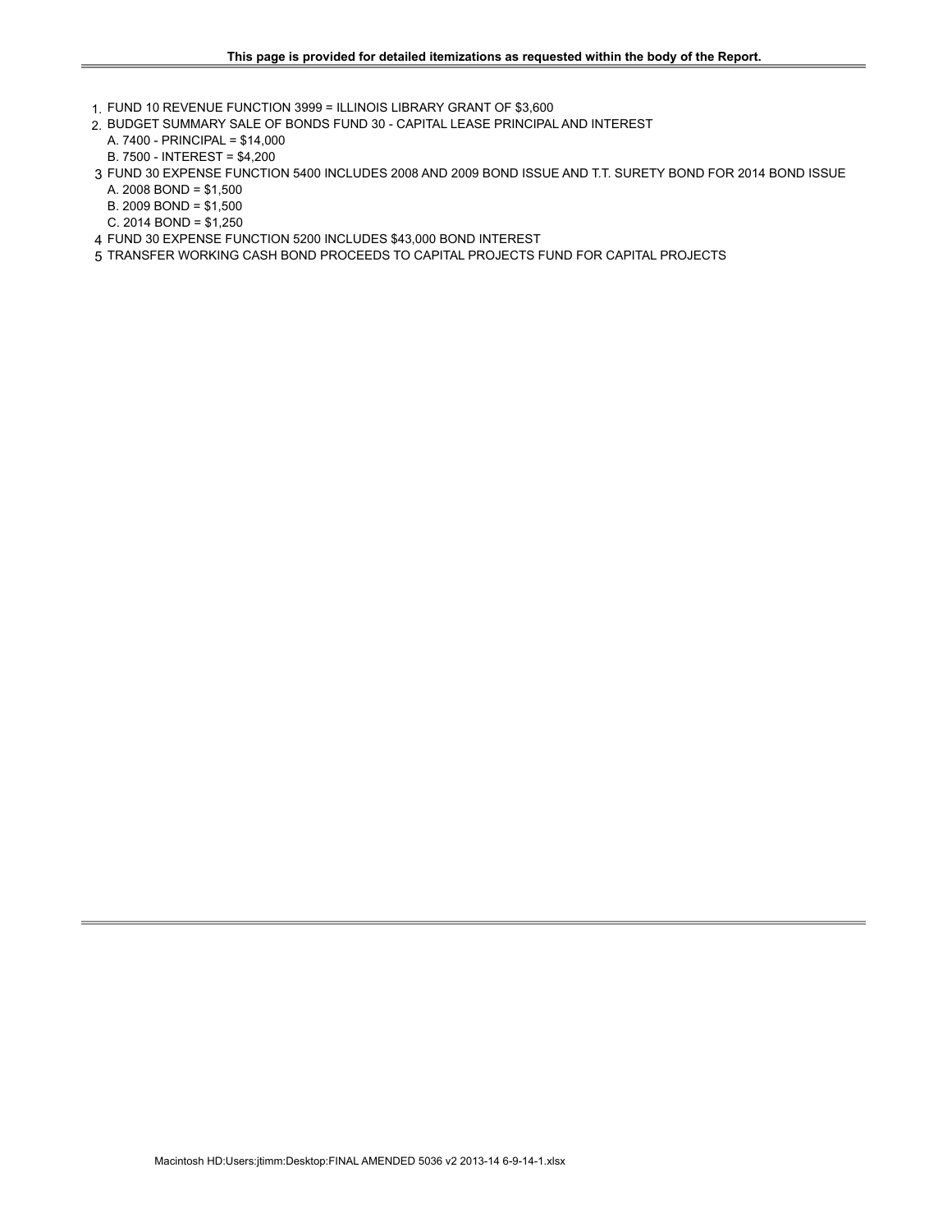**This page is provided for detailed itemizations as requested within the body of the Report.**

1. FUND 10 REVENUE FUNCTION 3999 = ILLINOIS LIBRARY GRANT OF $3,600
2. BUDGET SUMMARY SALE OF BONDS FUND 30 - CAPITAL LEASE PRINCIPAL AND INTEREST
   A. 7400 - PRINCIPAL = $14,000
   B. 7500 - INTEREST = $4,200
3. FUND 30 EXPENSE FUNCTION 5400 INCLUDES 2008 AND 2009 BOND ISSUE AND T.T. SURETY BOND FOR 2014 BOND ISSUE
   A. 2008 BOND = $1,500
   B. 2009 BOND = $1,500
   C. 2014 BOND = $1,250
4. FUND 30 EXPENSE FUNCTION 5200 INCLUDES $43,000 BOND INTEREST
5. TRANSFER WORKING CASH BOND PROCEEDS TO CAPITAL PROJECTS FUND FOR CAPITAL PROJECTS

Macintosh HD:Users:jtimm:Desktop:FINAL AMENDED 5036 v2 2013-14 6-9-14-1.xlsx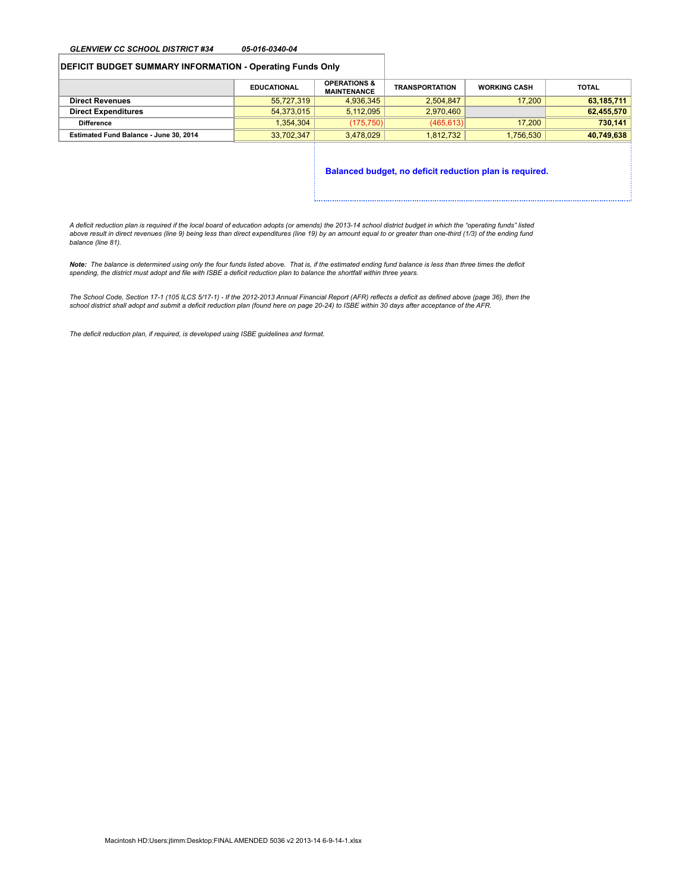*GLENVIEW CC SCHOOL DISTRICT #34* *05-016-0340-04*

**DEFICIT BUDGET SUMMARY INFORMATION - Operating Funds Only**

| | EDUCATIONAL | OPERATIONS & MAINTENANCE | TRANSPORTATION | WORKING CASH | TOTAL |
|---|---|---|---|---|---|
| **Direct Revenues** | 55,727,319 | 4,936,345 | 2,504,847 | 17,200 | **63,185,711** |
| **Direct Expenditures** | 54,373,015 | 5,112,095 | 2,970,460 | | **62,455,570** |
| **Difference** | 1,354,304 | (175,750) | (465,613) | 17,200 | **730,141** |
| **Estimated Fund Balance - June 30, 2014** | 33,702,347 | 3,478,029 | 1,812,732 | 1,756,530 | **40,749,638** |

**Balanced budget, no deficit reduction plan is required.**

*A deficit reduction plan is required if the local board of education adopts (or amends) the 2013-14 school district budget in which the "operating funds" listed above result in direct revenues (line 9) being less than direct expenditures (line 19) by an amount equal to or greater than one-third (1/3) of the ending fund balance (line 81).*

***Note:** The balance is determined using only the four funds listed above. That is, if the estimated ending fund balance is less than three times the deficit spending, the district must adopt and file with ISBE a deficit reduction plan to balance the shortfall within three years.*

*The School Code, Section 17-1 (105 ILCS 5/17-1) - If the 2012-2013 Annual Financial Report (AFR) reflects a deficit as defined above (page 36), then the school district shall adopt and submit a deficit reduction plan (found here on page 20-24) to ISBE within 30 days after acceptance of the AFR.*

*The deficit reduction plan, if required, is developed using ISBE guidelines and format.*

Macintosh HD:Users:jtimm:Desktop:FINAL AMENDED 5036 v2 2013-14 6-9-14-1.xlsx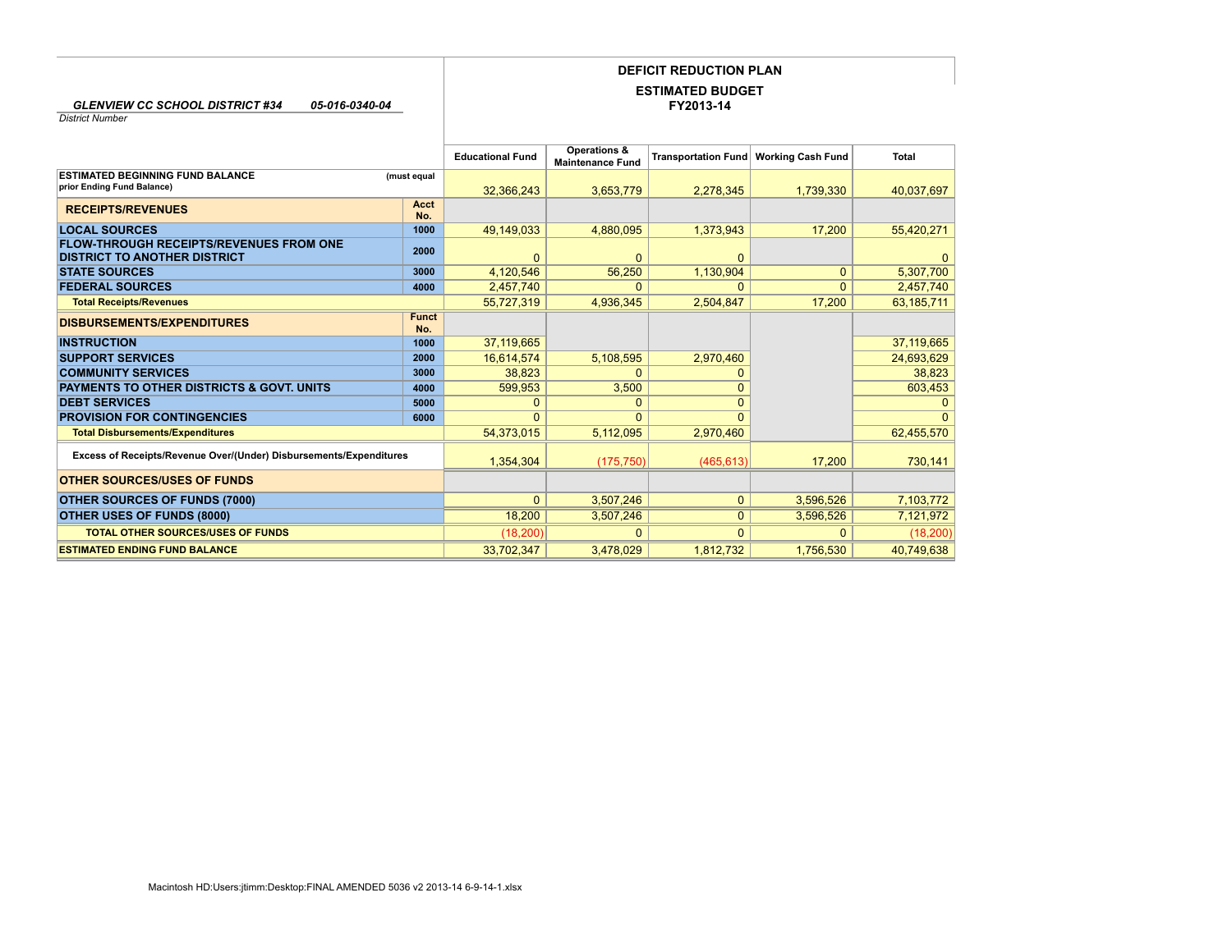## DEFICIT REDUCTION PLAN

### ESTIMATED BUDGET
### FY2013-14

*GLENVIEW CC SCHOOL DISTRICT #34* *05-016-0340-04*
*District Number*

| | | Educational Fund | Operations & Maintenance Fund | Transportation Fund | Working Cash Fund | Total |
|---|---|---|---|---|---|---|
| **ESTIMATED BEGINNING FUND BALANCE** (must equal prior Ending Fund Balance) | | 32,366,243 | 3,653,779 | 2,278,345 | 1,739,330 | 40,037,697 |
| **RECEIPTS/REVENUES** | **Acct No.** | | | | | |
| **LOCAL SOURCES** | 1000 | 49,149,033 | 4,880,095 | 1,373,943 | 17,200 | 55,420,271 |
| **FLOW-THROUGH RECEIPTS/REVENUES FROM ONE DISTRICT TO ANOTHER DISTRICT** | 2000 | 0 | 0 | 0 | | 0 |
| **STATE SOURCES** | 3000 | 4,120,546 | 56,250 | 1,130,904 | 0 | 5,307,700 |
| **FEDERAL SOURCES** | 4000 | 2,457,740 | 0 | 0 | 0 | 2,457,740 |
| **Total Receipts/Revenues** | | 55,727,319 | 4,936,345 | 2,504,847 | 17,200 | 63,185,711 |
| **DISBURSEMENTS/EXPENDITURES** | **Funct No.** | | | | | |
| **INSTRUCTION** | 1000 | 37,119,665 | | | | 37,119,665 |
| **SUPPORT SERVICES** | 2000 | 16,614,574 | 5,108,595 | 2,970,460 | | 24,693,629 |
| **COMMUNITY SERVICES** | 3000 | 38,823 | 0 | 0 | | 38,823 |
| **PAYMENTS TO OTHER DISTRICTS & GOVT. UNITS** | 4000 | 599,953 | 3,500 | 0 | | 603,453 |
| **DEBT SERVICES** | 5000 | 0 | 0 | 0 | | 0 |
| **PROVISION FOR CONTINGENCIES** | 6000 | 0 | 0 | 0 | | 0 |
| **Total Disbursements/Expenditures** | | 54,373,015 | 5,112,095 | 2,970,460 | | 62,455,570 |
| **Excess of Receipts/Revenue Over/(Under) Disbursements/Expenditures** | | 1,354,304 | (175,750) | (465,613) | 17,200 | 730,141 |
| **OTHER SOURCES/USES OF FUNDS** | | | | | | |
| **OTHER SOURCES OF FUNDS (7000)** | | 0 | 3,507,246 | 0 | 3,596,526 | 7,103,772 |
| **OTHER USES OF FUNDS (8000)** | | 18,200 | 3,507,246 | 0 | 3,596,526 | 7,121,972 |
| **TOTAL OTHER SOURCES/USES OF FUNDS** | | (18,200) | 0 | 0 | 0 | (18,200) |
| **ESTIMATED ENDING FUND BALANCE** | | 33,702,347 | 3,478,029 | 1,812,732 | 1,756,530 | 40,749,638 |

Macintosh HD:Users:jtimm:Desktop:FINAL AMENDED 5036 v2 2013-14 6-9-14-1.xlsx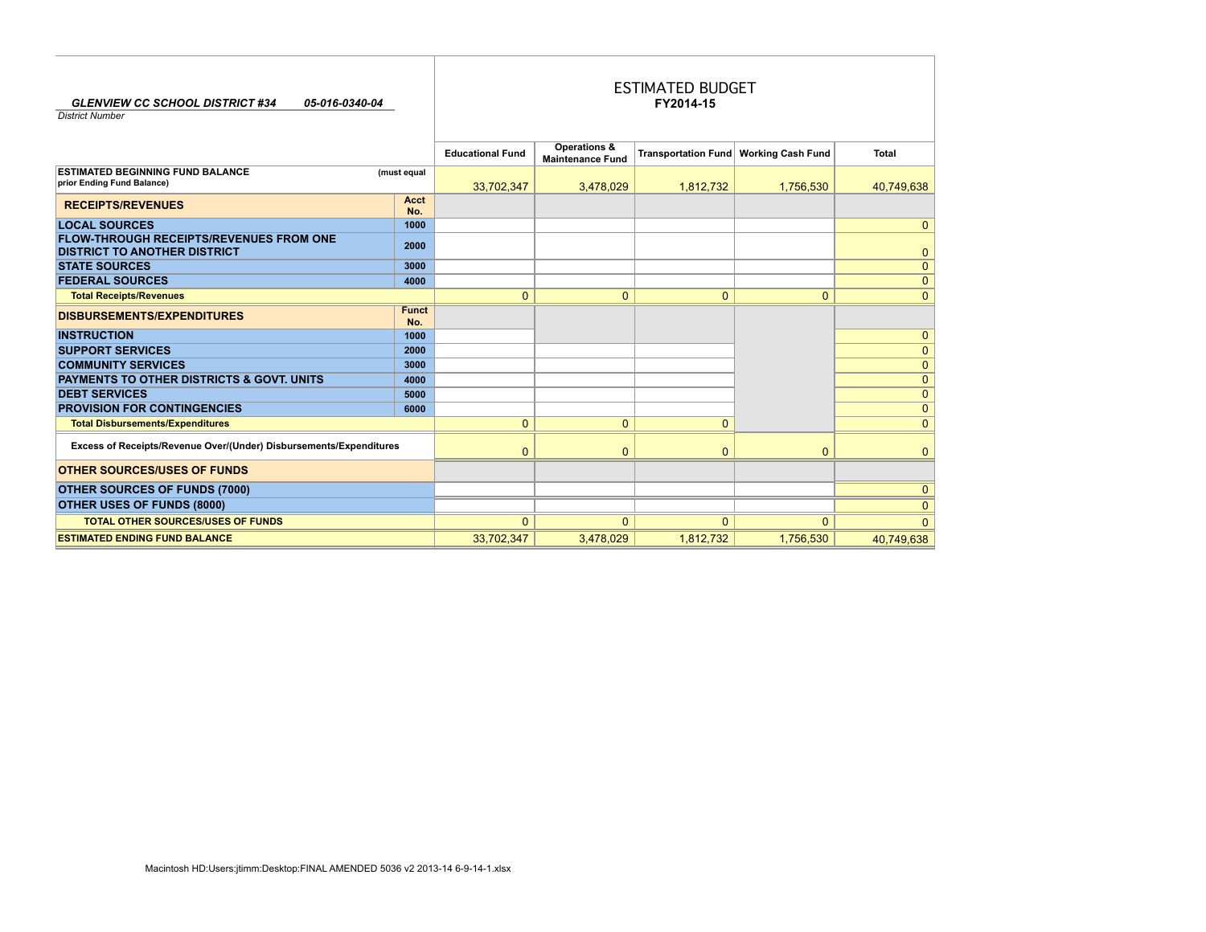*GLENVIEW CC SCHOOL DISTRICT #34* *05-016-0340-04*

*District Number*

# ESTIMATED BUDGET
## FY2014-15

| | | Educational Fund | Operations & Maintenance Fund | Transportation Fund | Working Cash Fund | Total |
|---|---|---|---|---|---|---|
| **ESTIMATED BEGINNING FUND BALANCE** prior Ending Fund Balance) | (must equal | 33,702,347 | 3,478,029 | 1,812,732 | 1,756,530 | 40,749,638 |
| **RECEIPTS/REVENUES** | **Acct No.** | | | | | |
| **LOCAL SOURCES** | **1000** | | | | | 0 |
| **FLOW-THROUGH RECEIPTS/REVENUES FROM ONE DISTRICT TO ANOTHER DISTRICT** | **2000** | | | | | 0 |
| **STATE SOURCES** | **3000** | | | | | 0 |
| **FEDERAL SOURCES** | **4000** | | | | | 0 |
| **Total Receipts/Revenues** | | 0 | 0 | 0 | 0 | 0 |
| **DISBURSEMENTS/EXPENDITURES** | **Funct No.** | | | | | |
| **INSTRUCTION** | **1000** | | | | | 0 |
| **SUPPORT SERVICES** | **2000** | | | | | 0 |
| **COMMUNITY SERVICES** | **3000** | | | | | 0 |
| **PAYMENTS TO OTHER DISTRICTS & GOVT. UNITS** | **4000** | | | | | 0 |
| **DEBT SERVICES** | **5000** | | | | | 0 |
| **PROVISION FOR CONTINGENCIES** | **6000** | | | | | 0 |
| **Total Disbursements/Expenditures** | | 0 | 0 | 0 | | 0 |
| **Excess of Receipts/Revenue Over/(Under) Disbursements/Expenditures** | | 0 | 0 | 0 | 0 | 0 |
| **OTHER SOURCES/USES OF FUNDS** | | | | | | |
| **OTHER SOURCES OF FUNDS (7000)** | | | | | | 0 |
| **OTHER USES OF FUNDS (8000)** | | | | | | 0 |
| **TOTAL OTHER SOURCES/USES OF FUNDS** | | 0 | 0 | 0 | 0 | 0 |
| **ESTIMATED ENDING FUND BALANCE** | | 33,702,347 | 3,478,029 | 1,812,732 | 1,756,530 | 40,749,638 |

Macintosh HD:Users:jtimm:Desktop:FINAL AMENDED 5036 v2 2013-14 6-9-14-1.xlsx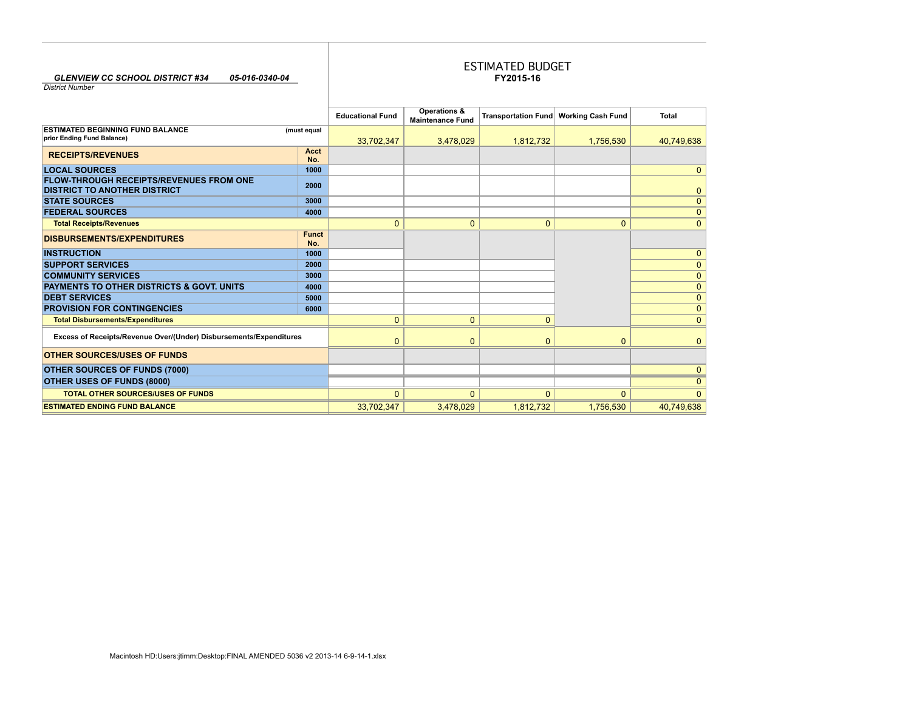**GLENVIEW CC SCHOOL DISTRICT #34** *05-016-0340-04*
*District Number*

# ESTIMATED BUDGET
## FY2015-16

| | | Educational Fund | Operations & Maintenance Fund | Transportation Fund | Working Cash Fund | Total |
|---|---|---|---|---|---|---|
| **ESTIMATED BEGINNING FUND BALANCE** prior Ending Fund Balance) | (must equal | 33,702,347 | 3,478,029 | 1,812,732 | 1,756,530 | 40,749,638 |
| **RECEIPTS/REVENUES** | **Acct No.** | | | | | |
| **LOCAL SOURCES** | 1000 | | | | | 0 |
| **FLOW-THROUGH RECEIPTS/REVENUES FROM ONE DISTRICT TO ANOTHER DISTRICT** | 2000 | | | | | 0 |
| **STATE SOURCES** | 3000 | | | | | 0 |
| **FEDERAL SOURCES** | 4000 | | | | | 0 |
| **Total Receipts/Revenues** | | 0 | 0 | 0 | 0 | 0 |
| **DISBURSEMENTS/EXPENDITURES** | **Funct No.** | | | | | |
| **INSTRUCTION** | 1000 | | | | | 0 |
| **SUPPORT SERVICES** | 2000 | | | | | 0 |
| **COMMUNITY SERVICES** | 3000 | | | | | 0 |
| **PAYMENTS TO OTHER DISTRICTS & GOVT. UNITS** | 4000 | | | | | 0 |
| **DEBT SERVICES** | 5000 | | | | | 0 |
| **PROVISION FOR CONTINGENCIES** | 6000 | | | | | 0 |
| **Total Disbursements/Expenditures** | | 0 | 0 | 0 | | 0 |
| **Excess of Receipts/Revenue Over/(Under) Disbursements/Expenditures** | | 0 | 0 | 0 | 0 | 0 |
| **OTHER SOURCES/USES OF FUNDS** | | | | | | |
| **OTHER SOURCES OF FUNDS (7000)** | | | | | | 0 |
| **OTHER USES OF FUNDS (8000)** | | | | | | 0 |
| **TOTAL OTHER SOURCES/USES OF FUNDS** | | 0 | 0 | 0 | 0 | 0 |
| **ESTIMATED ENDING FUND BALANCE** | | 33,702,347 | 3,478,029 | 1,812,732 | 1,756,530 | 40,749,638 |

Macintosh HD:Users:jtimm:Desktop:FINAL AMENDED 5036 v2 2013-14 6-9-14-1.xlsx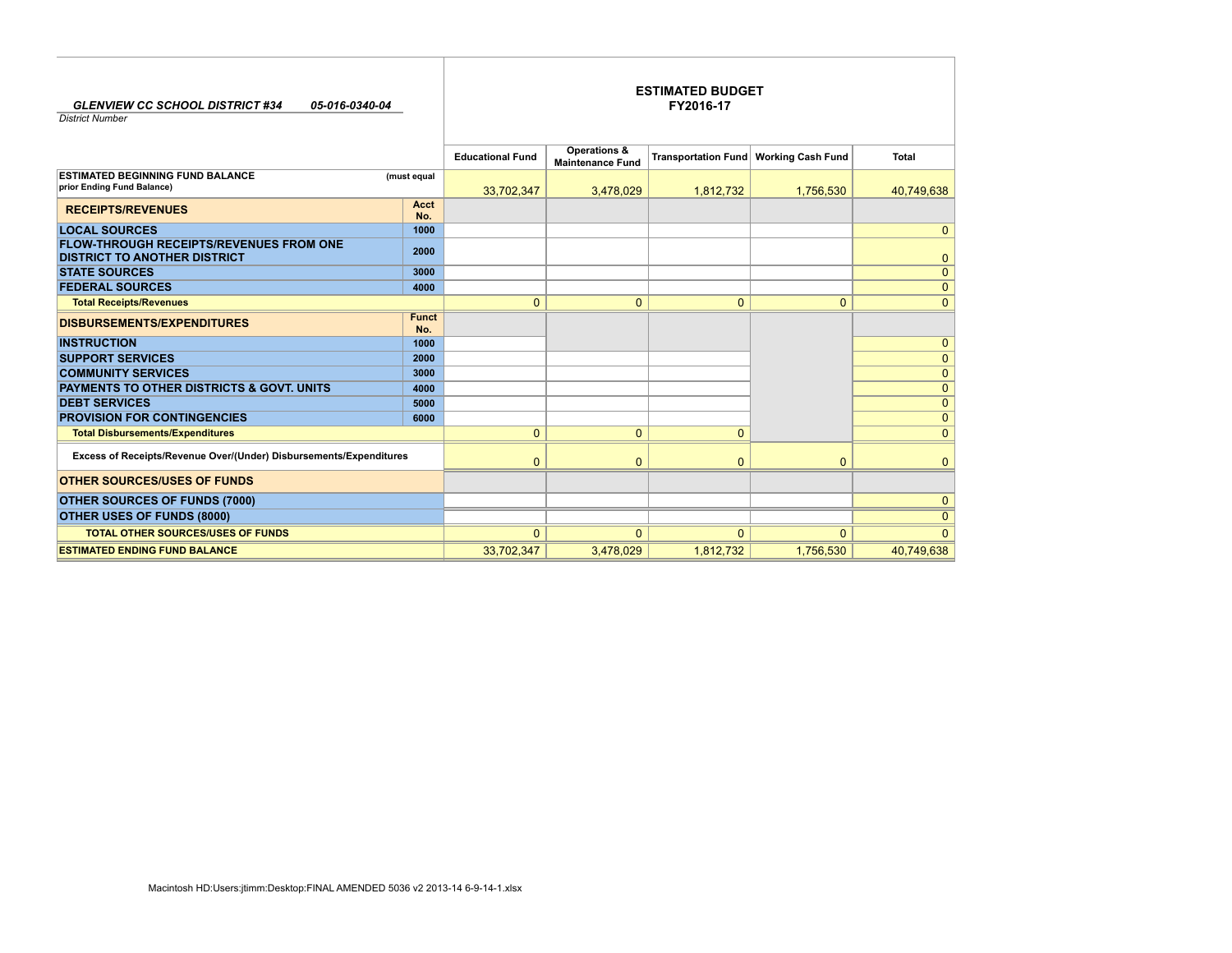*GLENVIEW CC SCHOOL DISTRICT #34* *05-016-0340-04*

*District Number*

## ESTIMATED BUDGET
## FY2016-17

| | | Educational Fund | Operations & Maintenance Fund | Transportation Fund | Working Cash Fund | Total |
|---|---|---|---|---|---|---|
| **ESTIMATED BEGINNING FUND BALANCE** (must equal prior Ending Fund Balance) | | 33,702,347 | 3,478,029 | 1,812,732 | 1,756,530 | 40,749,638 |
| **RECEIPTS/REVENUES** | **Acct No.** | | | | | |
| **LOCAL SOURCES** | 1000 | | | | | 0 |
| **FLOW-THROUGH RECEIPTS/REVENUES FROM ONE DISTRICT TO ANOTHER DISTRICT** | 2000 | | | | | 0 |
| **STATE SOURCES** | 3000 | | | | | 0 |
| **FEDERAL SOURCES** | 4000 | | | | | 0 |
| **Total Receipts/Revenues** | | 0 | 0 | 0 | 0 | 0 |
| **DISBURSEMENTS/EXPENDITURES** | **Funct No.** | | | | | |
| **INSTRUCTION** | 1000 | | | | | 0 |
| **SUPPORT SERVICES** | 2000 | | | | | 0 |
| **COMMUNITY SERVICES** | 3000 | | | | | 0 |
| **PAYMENTS TO OTHER DISTRICTS & GOVT. UNITS** | 4000 | | | | | 0 |
| **DEBT SERVICES** | 5000 | | | | | 0 |
| **PROVISION FOR CONTINGENCIES** | 6000 | | | | | 0 |
| **Total Disbursements/Expenditures** | | 0 | 0 | 0 | | 0 |
| **Excess of Receipts/Revenue Over/(Under) Disbursements/Expenditures** | | 0 | 0 | 0 | 0 | 0 |
| **OTHER SOURCES/USES OF FUNDS** | | | | | | |
| **OTHER SOURCES OF FUNDS (7000)** | | | | | | 0 |
| **OTHER USES OF FUNDS (8000)** | | | | | | 0 |
| **TOTAL OTHER SOURCES/USES OF FUNDS** | | 0 | 0 | 0 | 0 | 0 |
| **ESTIMATED ENDING FUND BALANCE** | | 33,702,347 | 3,478,029 | 1,812,732 | 1,756,530 | 40,749,638 |

Macintosh HD:Users:jtimm:Desktop:FINAL AMENDED 5036 v2 2013-14 6-9-14-1.xlsx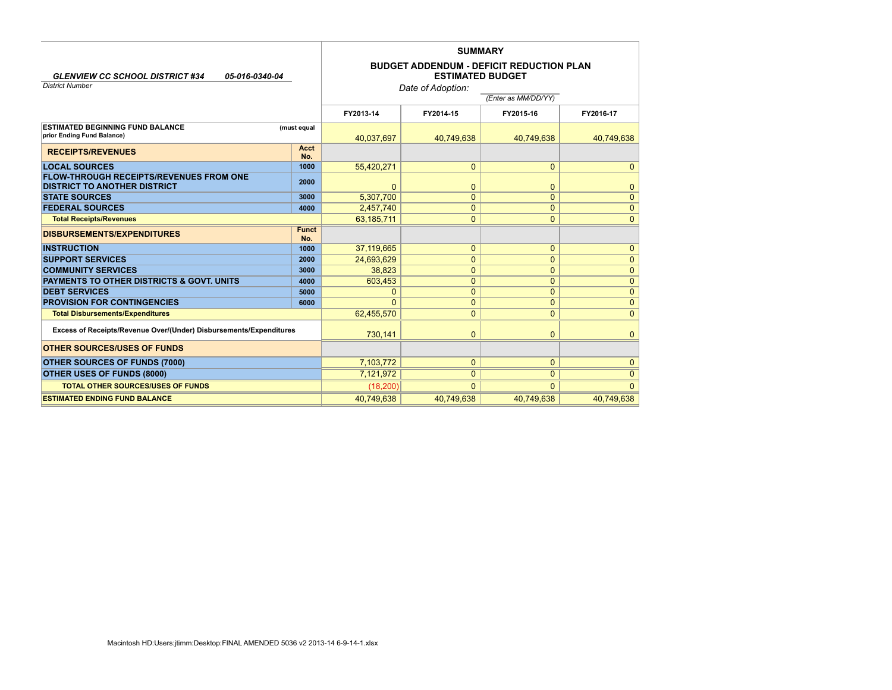*GLENVIEW CC SCHOOL DISTRICT #34* *05-016-0340-04*

*District Number*

## SUMMARY

### BUDGET ADDENDUM - DEFICIT REDUCTION PLAN ESTIMATED BUDGET

*Date of Adoption:* 

*(Enter as MM/DD/YY)*

| | | FY2013-14 | FY2014-15 | FY2015-16 | FY2016-17 |
|---|---|---|---|---|---|
| **ESTIMATED BEGINNING FUND BALANCE** (must equal prior Ending Fund Balance) | | 40,037,697 | 40,749,638 | 40,749,638 | 40,749,638 |
| **RECEIPTS/REVENUES** | **Acct No.** | | | | |
| **LOCAL SOURCES** | 1000 | 55,420,271 | 0 | 0 | 0 |
| **FLOW-THROUGH RECEIPTS/REVENUES FROM ONE DISTRICT TO ANOTHER DISTRICT** | 2000 | 0 | 0 | 0 | 0 |
| **STATE SOURCES** | 3000 | 5,307,700 | 0 | 0 | 0 |
| **FEDERAL SOURCES** | 4000 | 2,457,740 | 0 | 0 | 0 |
| **Total Receipts/Revenues** | | 63,185,711 | 0 | 0 | 0 |
| **DISBURSEMENTS/EXPENDITURES** | **Funct No.** | | | | |
| **INSTRUCTION** | 1000 | 37,119,665 | 0 | 0 | 0 |
| **SUPPORT SERVICES** | 2000 | 24,693,629 | 0 | 0 | 0 |
| **COMMUNITY SERVICES** | 3000 | 38,823 | 0 | 0 | 0 |
| **PAYMENTS TO OTHER DISTRICTS & GOVT. UNITS** | 4000 | 603,453 | 0 | 0 | 0 |
| **DEBT SERVICES** | 5000 | 0 | 0 | 0 | 0 |
| **PROVISION FOR CONTINGENCIES** | 6000 | 0 | 0 | 0 | 0 |
| **Total Disbursements/Expenditures** | | 62,455,570 | 0 | 0 | 0 |
| **Excess of Receipts/Revenue Over/(Under) Disbursements/Expenditures** | | 730,141 | 0 | 0 | 0 |
| **OTHER SOURCES/USES OF FUNDS** | | | | | |
| **OTHER SOURCES OF FUNDS (7000)** | | 7,103,772 | 0 | 0 | 0 |
| **OTHER USES OF FUNDS (8000)** | | 7,121,972 | 0 | 0 | 0 |
| **TOTAL OTHER SOURCES/USES OF FUNDS** | | (18,200) | 0 | 0 | 0 |
| **ESTIMATED ENDING FUND BALANCE** | | 40,749,638 | 40,749,638 | 40,749,638 | 40,749,638 |

Macintosh HD:Users:jtimm:Desktop:FINAL AMENDED 5036 v2 2013-14 6-9-14-1.xlsx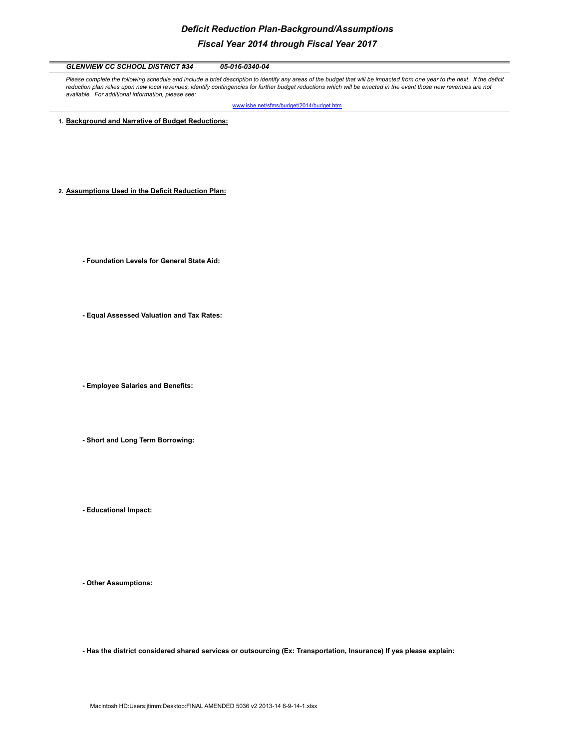# *Deficit Reduction Plan-Background/Assumptions*
## *Fiscal Year 2014 through Fiscal Year 2017*

***GLENVIEW CC SCHOOL DISTRICT #34*** ***05-016-0340-04***

*Please complete the following schedule and include a brief description to identify any areas of the budget that will be impacted from one year to the next. If the deficit reduction plan relies upon new local revenues, identify contingencies for further budget reductions which will be enacted in the event those new revenues are not available. For additional information, please see:*

www.isbe.net/sfms/budget/2014/budget.htm

1. **Background and Narrative of Budget Reductions:**

2. **Assumptions Used in the Deficit Reduction Plan:**

   - **Foundation Levels for General State Aid:**

   - **Equal Assessed Valuation and Tax Rates:**

   - **Employee Salaries and Benefits:**

   - **Short and Long Term Borrowing:**

   - **Educational Impact:**

   - **Other Assumptions:**

   - **Has the district considered shared services or outsourcing (Ex: Transportation, Insurance) If yes please explain:**

Macintosh HD:Users:jtimm:Desktop:FINAL AMENDED 5036 v2 2013-14 6-9-14-1.xlsx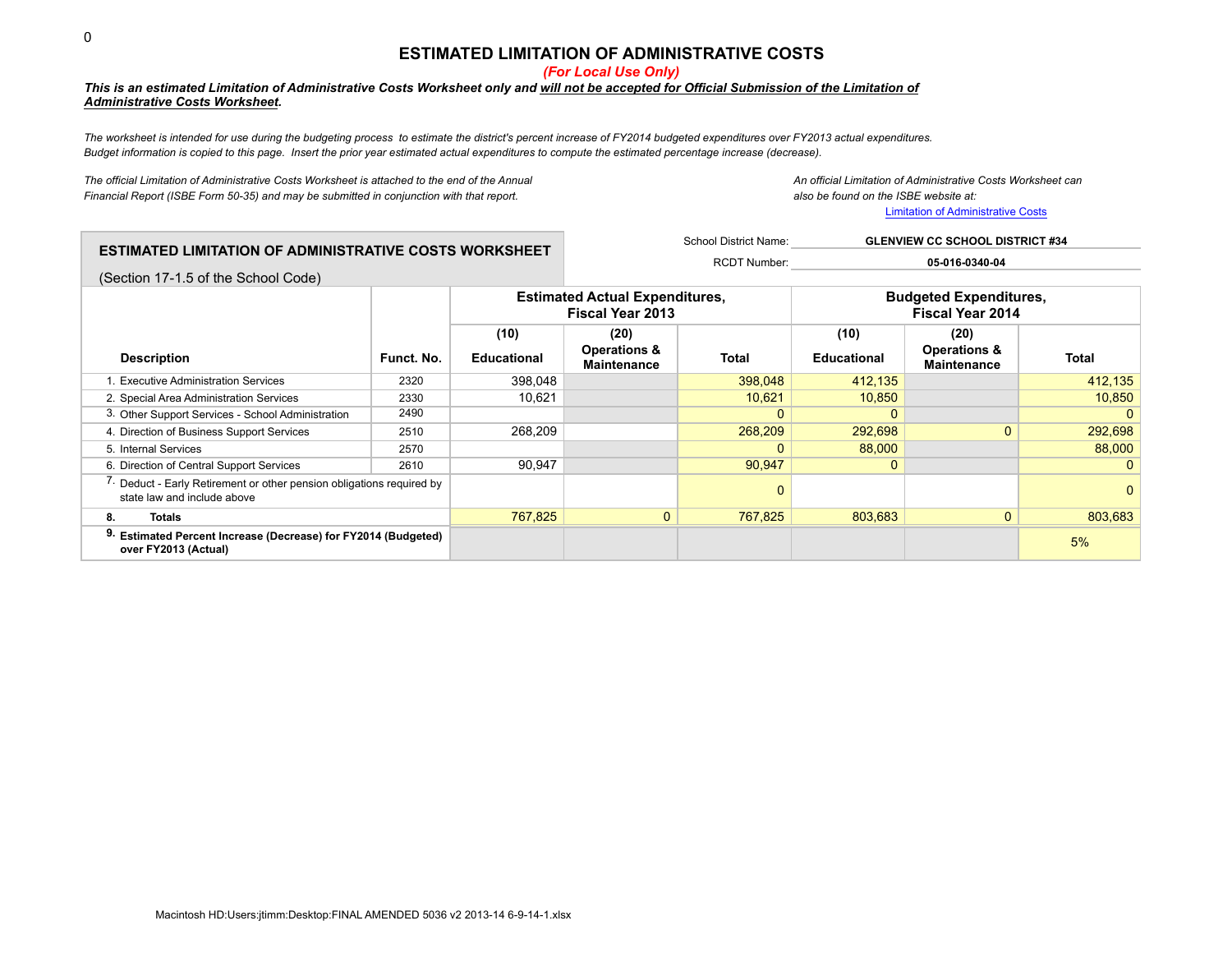# ESTIMATED LIMITATION OF ADMINISTRATIVE COSTS

*(For Local Use Only)*

***This is an estimated Limitation of Administrative Costs Worksheet only and will not be accepted for Official Submission of the Limitation of Administrative Costs Worksheet.***

*The worksheet is intended for use during the budgeting process to estimate the district's percent increase of FY2014 budgeted expenditures over FY2013 actual expenditures. Budget information is copied to this page. Insert the prior year estimated actual expenditures to compute the estimated percentage increase (decrease).*

*The official Limitation of Administrative Costs Worksheet is attached to the end of the Annual Financial Report (ISBE Form 50-35) and may be submitted in conjunction with that report.*

*An official Limitation of Administrative Costs Worksheet can also be found on the ISBE website at:* [Limitation of Administrative Costs]

## ESTIMATED LIMITATION OF ADMINISTRATIVE COSTS WORKSHEET

(Section 17-1.5 of the School Code)

School District Name: **GLENVIEW CC SCHOOL DISTRICT #34**

RCDT Number: **05-016-0340-04**

| Description | Funct. No. | Estimated Actual Expenditures, Fiscal Year 2013 | | | Budgeted Expenditures, Fiscal Year 2014 | | |
|---|---|---|---|---|---|---|---|
| | | (10) Educational | (20) Operations & Maintenance | Total | (10) Educational | (20) Operations & Maintenance | Total |
| 1. Executive Administration Services | 2320 | 398,048 | | 398,048 | 412,135 | | 412,135 |
| 2. Special Area Administration Services | 2330 | 10,621 | | 10,621 | 10,850 | | 10,850 |
| 3. Other Support Services - School Administration | 2490 | | | 0 | 0 | | 0 |
| 4. Direction of Business Support Services | 2510 | 268,209 | | 268,209 | 292,698 | 0 | 292,698 |
| 5. Internal Services | 2570 | | | 0 | 88,000 | | 88,000 |
| 6. Direction of Central Support Services | 2610 | 90,947 | | 90,947 | 0 | | 0 |
| 7. Deduct - Early Retirement or other pension obligations required by state law and include above | | | | 0 | | | 0 |
| 8. **Totals** | | 767,825 | 0 | 767,825 | 803,683 | 0 | 803,683 |
| 9. **Estimated Percent Increase (Decrease) for FY2014 (Budgeted) over FY2013 (Actual)** | | | | | | | 5% |

Macintosh HD:Users:jtimm:Desktop:FINAL AMENDED 5036 v2 2013-14 6-9-14-1.xlsx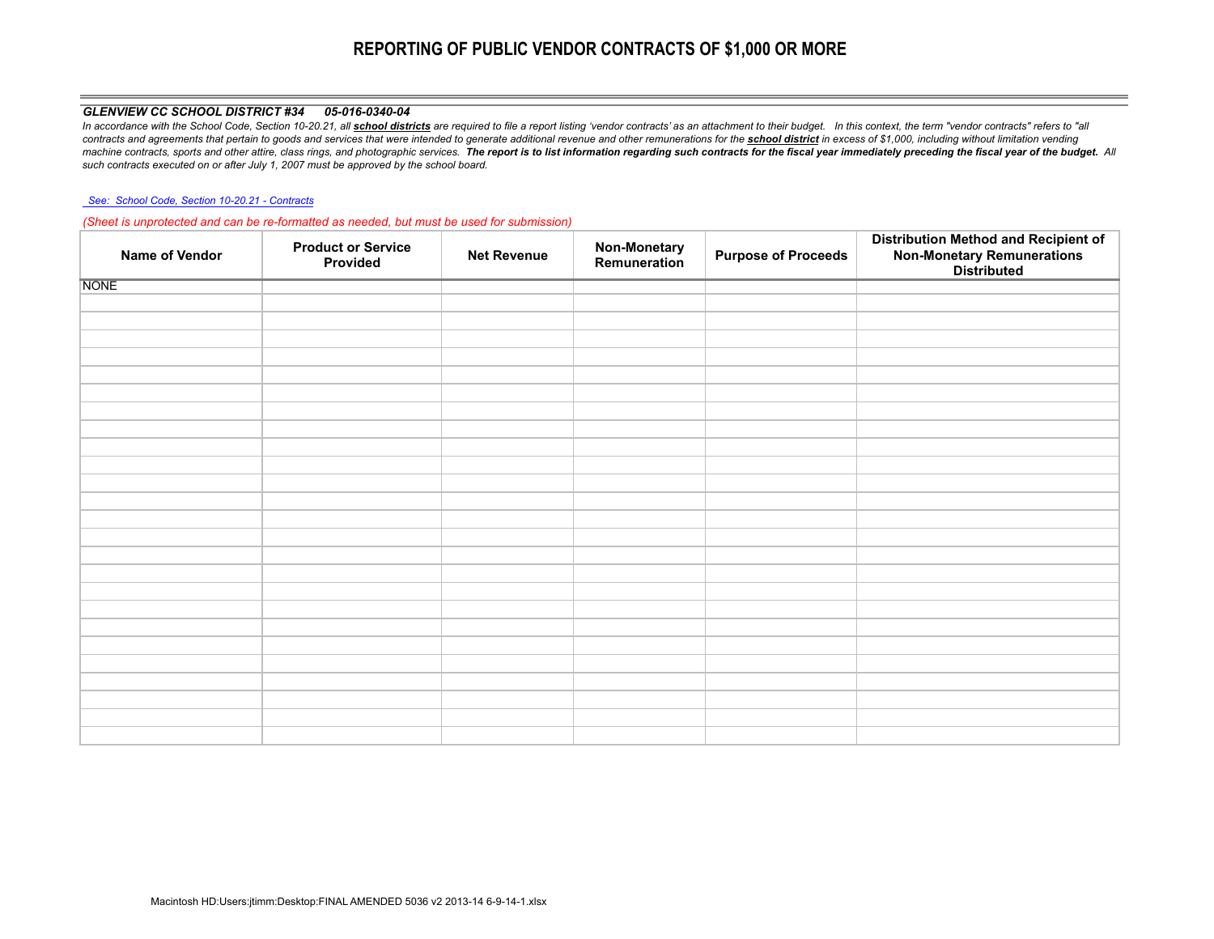# REPORTING OF PUBLIC VENDOR CONTRACTS OF $1,000 OR MORE

***GLENVIEW CC SCHOOL DISTRICT #34 05-016-0340-04***

*In accordance with the School Code, Section 10-20.21, all **school districts** are required to file a report listing 'vendor contracts' as an attachment to their budget. In this context, the term "vendor contracts" refers to "all contracts and agreements that pertain to goods and services that were intended to generate additional revenue and other remunerations for the **school district** in excess of $1,000, including without limitation vending machine contracts, sports and other attire, class rings, and photographic services. **The report is to list information regarding such contracts for the fiscal year immediately preceding the fiscal year of the budget.** All such contracts executed on or after July 1, 2007 must be approved by the school board.*

*See: School Code, Section 10-20.21 - Contracts*

*(Sheet is unprotected and can be re-formatted as needed, but must be used for submission)*

| Name of Vendor | Product or Service Provided | Net Revenue | Non-Monetary Remuneration | Purpose of Proceeds | Distribution Method and Recipient of Non-Monetary Remunerations Distributed |
|---|---|---|---|---|---|
| NONE | | | | | |
| | | | | | |
| | | | | | |
| | | | | | |
| | | | | | |
| | | | | | |
| | | | | | |
| | | | | | |
| | | | | | |
| | | | | | |
| | | | | | |
| | | | | | |
| | | | | | |
| | | | | | |
| | | | | | |
| | | | | | |
| | | | | | |
| | | | | | |
| | | | | | |
| | | | | | |
| | | | | | |
| | | | | | |
| | | | | | |
| | | | | | |
| | | | | | |
| | | | | | |

Macintosh HD:Users:jtimm:Desktop:FINAL AMENDED 5036 v2 2013-14 6-9-14-1.xlsx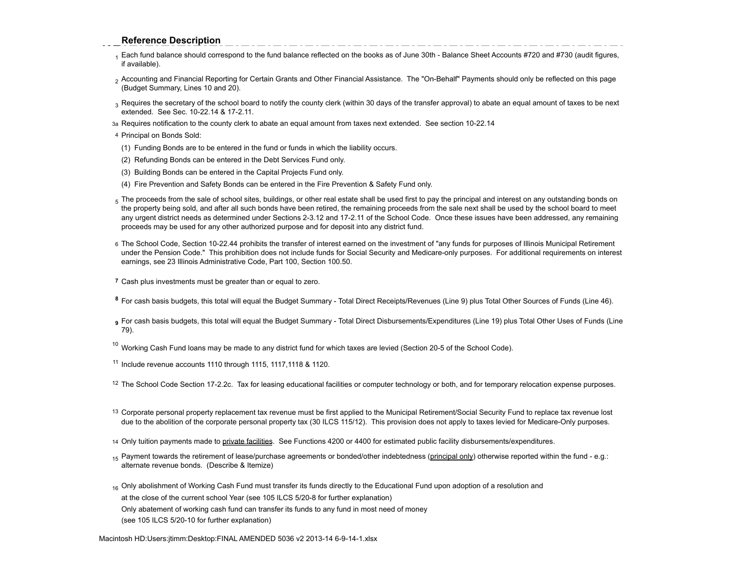## Reference Description

1 Each fund balance should correspond to the fund balance reflected on the books as of June 30th - Balance Sheet Accounts #720 and #730 (audit figures, if available).

2 Accounting and Financial Reporting for Certain Grants and Other Financial Assistance. The "On-Behalf" Payments should only be reflected on this page (Budget Summary, Lines 10 and 20).

3 Requires the secretary of the school board to notify the county clerk (within 30 days of the transfer approval) to abate an equal amount of taxes to be next extended. See Sec. 10-22.14 & 17-2.11.

3a Requires notification to the county clerk to abate an equal amount from taxes next extended. See section 10-22.14

4 Principal on Bonds Sold:

(1) Funding Bonds are to be entered in the fund or funds in which the liability occurs.

(2) Refunding Bonds can be entered in the Debt Services Fund only.

(3) Building Bonds can be entered in the Capital Projects Fund only.

(4) Fire Prevention and Safety Bonds can be entered in the Fire Prevention & Safety Fund only.

5 The proceeds from the sale of school sites, buildings, or other real estate shall be used first to pay the principal and interest on any outstanding bonds on the property being sold, and after all such bonds have been retired, the remaining proceeds from the sale next shall be used by the school board to meet any urgent district needs as determined under Sections 2-3.12 and 17-2.11 of the School Code. Once these issues have been addressed, any remaining proceeds may be used for any other authorized purpose and for deposit into any district fund.

6 The School Code, Section 10-22.44 prohibits the transfer of interest earned on the investment of "any funds for purposes of Illinois Municipal Retirement under the Pension Code." This prohibition does not include funds for Social Security and Medicare-only purposes. For additional requirements on interest earnings, see 23 Illinois Administrative Code, Part 100, Section 100.50.

**7** Cash plus investments must be greater than or equal to zero.

**8** For cash basis budgets, this total will equal the Budget Summary - Total Direct Receipts/Revenues (Line 9) plus Total Other Sources of Funds (Line 46).

**9** For cash basis budgets, this total will equal the Budget Summary - Total Direct Disbursements/Expenditures (Line 19) plus Total Other Uses of Funds (Line 79).

10 Working Cash Fund loans may be made to any district fund for which taxes are levied (Section 20-5 of the School Code).

11 Include revenue accounts 1110 through 1115, 1117,1118 & 1120.

12 The School Code Section 17-2.2c. Tax for leasing educational facilities or computer technology or both, and for temporary relocation expense purposes.

13 Corporate personal property replacement tax revenue must be first applied to the Municipal Retirement/Social Security Fund to replace tax revenue lost due to the abolition of the corporate personal property tax (30 ILCS 115/12). This provision does not apply to taxes levied for Medicare-Only purposes.

14 Only tuition payments made to private facilities. See Functions 4200 or 4400 for estimated public facility disbursements/expenditures.

15 Payment towards the retirement of lease/purchase agreements or bonded/other indebtedness (principal only) otherwise reported within the fund - e.g.: alternate revenue bonds. (Describe & Itemize)

16 Only abolishment of Working Cash Fund must transfer its funds directly to the Educational Fund upon adoption of a resolution and at the close of the current school Year (see 105 ILCS 5/20-8 for further explanation)
Only abatement of working cash fund can transfer its funds to any fund in most need of money
(see 105 ILCS 5/20-10 for further explanation)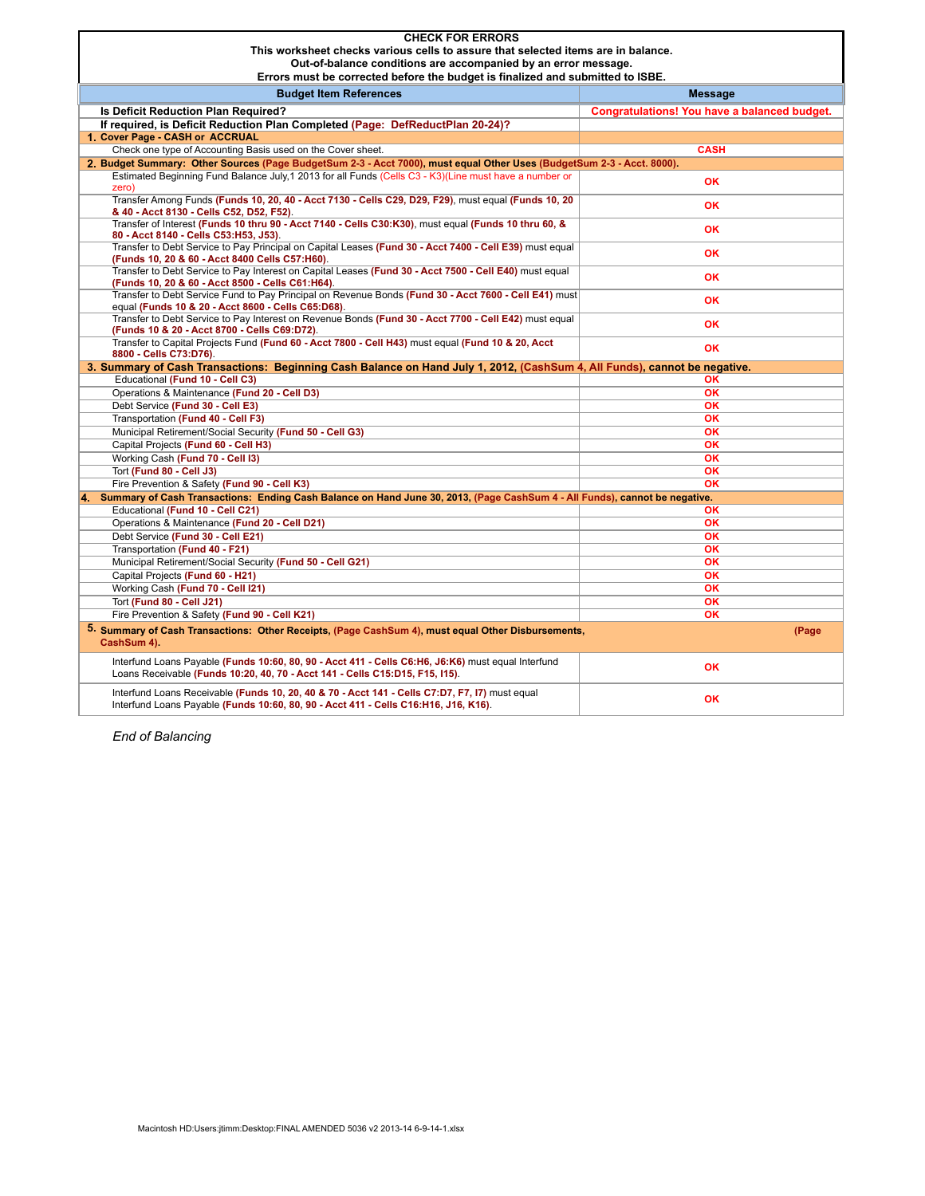**CHECK FOR ERRORS**

**This worksheet checks various cells to assure that selected items are in balance.**

**Out-of-balance conditions are accompanied by an error message.**

**Errors must be corrected before the budget is finalized and submitted to ISBE.**

| Budget Item References | Message |
|---|---|
| **Is Deficit Reduction Plan Required?** | **Congratulations! You have a balanced budget.** |
| **If required, is Deficit Reduction Plan Completed (Page: DefReductPlan 20-24)?** | |
| **1. Cover Page - CASH or ACCRUAL** | |
| Check one type of Accounting Basis used on the Cover sheet. | **CASH** |
| **2. Budget Summary: Other Sources (Page BudgetSum 2-3 - Acct 7000), must equal Other Uses (BudgetSum 2-3 - Acct. 8000).** | |
| Estimated Beginning Fund Balance July,1 2013 for all Funds (Cells C3 - K3)(Line must have a number or zero) | **OK** |
| Transfer Among Funds **(Funds 10, 20, 40 - Acct 7130 - Cells C29, D29, F29)**, must equal **(Funds 10, 20 & 40 - Acct 8130 - Cells C52, D52, F52)**. | **OK** |
| Transfer of Interest **(Funds 10 thru 90 - Acct 7140 - Cells C30:K30)**, must equal **(Funds 10 thru 60, & 80 - Acct 8140 - Cells C53:H53, J53)**. | **OK** |
| Transfer to Debt Service to Pay Principal on Capital Leases **(Fund 30 - Acct 7400 - Cell E39)** must equal **(Funds 10, 20 & 60 - Acct 8400 Cells C57:H60)**. | **OK** |
| Transfer to Debt Service to Pay Interest on Capital Leases **(Fund 30 - Acct 7500 - Cell E40)** must equal **(Funds 10, 20 & 60 - Acct 8500 - Cells C61:H64)**. | **OK** |
| Transfer to Debt Service Fund to Pay Principal on Revenue Bonds **(Fund 30 - Acct 7600 - Cell E41)** must equal **(Funds 10 & 20 - Acct 8600 - Cells C65:D68)**. | **OK** |
| Transfer to Debt Service to Pay Interest on Revenue Bonds **(Fund 30 - Acct 7700 - Cell E42)** must equal **(Funds 10 & 20 - Acct 8700 - Cells C69:D72)**. | **OK** |
| Transfer to Capital Projects Fund **(Fund 60 - Acct 7800 - Cell H43)** must equal **(Fund 10 & 20, Acct 8800 - Cells C73:D76)**. | **OK** |
| **3. Summary of Cash Transactions: Beginning Cash Balance on Hand July 1, 2012, (CashSum 4, All Funds), cannot be negative.** | |
| Educational **(Fund 10 - Cell C3)** | **OK** |
| Operations & Maintenance **(Fund 20 - Cell D3)** | **OK** |
| Debt Service **(Fund 30 - Cell E3)** | **OK** |
| Transportation **(Fund 40 - Cell F3)** | **OK** |
| Municipal Retirement/Social Security **(Fund 50 - Cell G3)** | **OK** |
| Capital Projects **(Fund 60 - Cell H3)** | **OK** |
| Working Cash **(Fund 70 - Cell I3)** | **OK** |
| Tort **(Fund 80 - Cell J3)** | **OK** |
| Fire Prevention & Safety **(Fund 90 - Cell K3)** | **OK** |
| **4. Summary of Cash Transactions: Ending Cash Balance on Hand June 30, 2013, (Page CashSum 4 - All Funds), cannot be negative.** | |
| Educational **(Fund 10 - Cell C21)** | **OK** |
| Operations & Maintenance **(Fund 20 - Cell D21)** | **OK** |
| Debt Service **(Fund 30 - Cell E21)** | **OK** |
| Transportation **(Fund 40 - F21)** | **OK** |
| Municipal Retirement/Social Security **(Fund 50 - Cell G21)** | **OK** |
| Capital Projects **(Fund 60 - H21)** | **OK** |
| Working Cash **(Fund 70 - Cell I21)** | **OK** |
| Tort **(Fund 80 - Cell J21)** | **OK** |
| Fire Prevention & Safety **(Fund 90 - Cell K21)** | **OK** |
| **5. Summary of Cash Transactions: Other Receipts, (Page CashSum 4), must equal Other Disbursements, (Page CashSum 4).** | |
| Interfund Loans Payable **(Funds 10:60, 80, 90 - Acct 411 - Cells C6:H6, J6:K6)** must equal Interfund Loans Receivable **(Funds 10:20, 40, 70 - Acct 141 - Cells C15:D15, F15, I15)**. | **OK** |
| Interfund Loans Receivable **(Funds 10, 20, 40 & 70 - Acct 141 - Cells C7:D7, F7, I7)** must equal Interfund Loans Payable **(Funds 10:60, 80, 90 - Acct 411 - Cells C16:H16, J16, K16)**. | **OK** |

*End of Balancing*

Macintosh HD:Users:jtimm:Desktop:FINAL AMENDED 5036 v2 2013-14 6-9-14-1.xlsx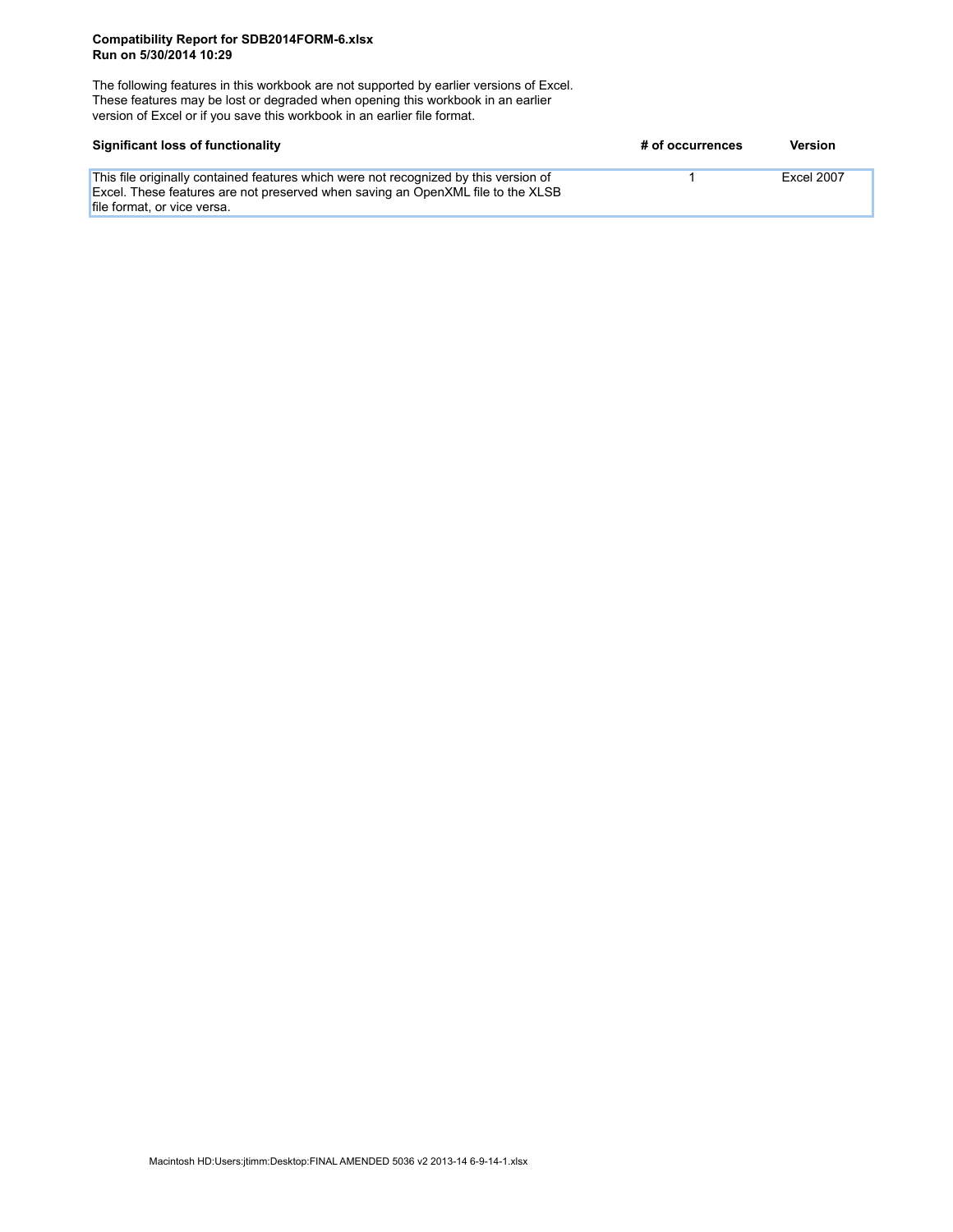**Compatibility Report for SDB2014FORM-6.xlsx**
**Run on 5/30/2014 10:29**

The following features in this workbook are not supported by earlier versions of Excel. These features may be lost or degraded when opening this workbook in an earlier version of Excel or if you save this workbook in an earlier file format.

| Significant loss of functionality | # of occurrences | Version |
|---|---|---|
| This file originally contained features which were not recognized by this version of Excel. These features are not preserved when saving an OpenXML file to the XLSB file format, or vice versa. | 1 | Excel 2007 |

Macintosh HD:Users:jtimm:Desktop:FINAL AMENDED 5036 v2 2013-14 6-9-14-1.xlsx